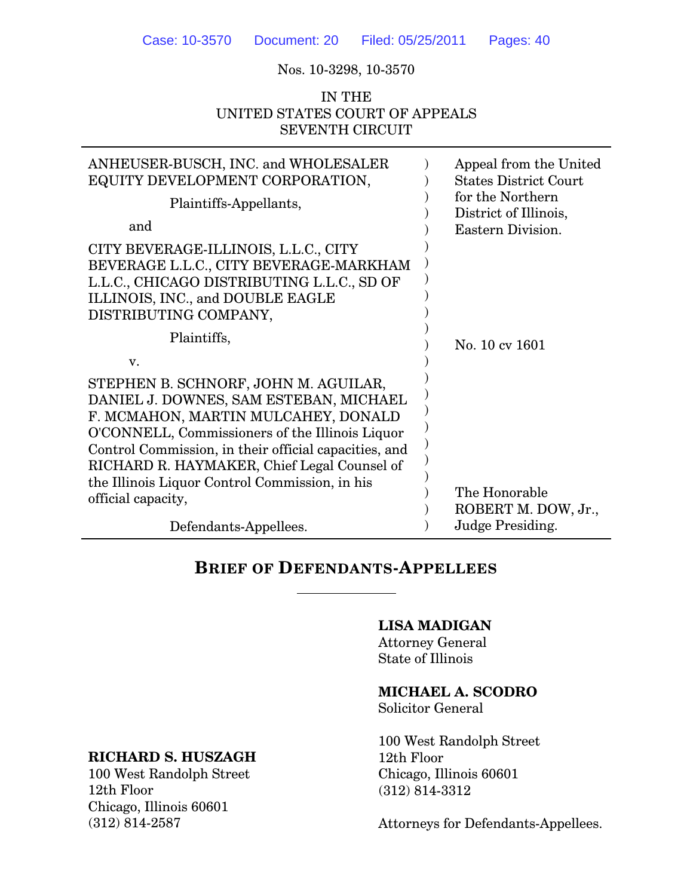Case: 10-3570 Document: 20 Filed: 05/25/2011 Pages: 40

Nos. 10-3298, 10-3570

IN THE
UNITED STATES COURT OF APPEALS
SEVENTH CIRCUIT

| | | |
|---|---|---|
| ANHEUSER-BUSCH, INC. and WHOLESALER EQUITY DEVELOPMENT CORPORATION,<br><br>Plaintiffs-Appellants,<br><br>and<br><br>CITY BEVERAGE-ILLINOIS, L.L.C., CITY BEVERAGE L.L.C., CITY BEVERAGE-MARKHAM L.L.C., CHICAGO DISTRIBUTING L.L.C., SD OF ILLINOIS, INC., and DOUBLE EAGLE DISTRIBUTING COMPANY,<br><br>Plaintiffs,<br><br>v.<br><br>STEPHEN B. SCHNORF, JOHN M. AGUILAR, DANIEL J. DOWNES, SAM ESTEBAN, MICHAEL F. MCMAHON, MARTIN MULCAHEY, DONALD O'CONNELL, Commissioners of the Illinois Liquor Control Commission, in their official capacities, and RICHARD R. HAYMAKER, Chief Legal Counsel of the Illinois Liquor Control Commission, in his official capacity,<br><br>Defendants-Appellees. | ) | Appeal from the United States District Court for the Northern District of Illinois, Eastern Division.<br><br>No. 10 cv 1601<br><br>The Honorable ROBERT M. DOW, Jr., Judge Presiding. |

## BRIEF OF DEFENDANTS-APPELLEES

**LISA MADIGAN**
Attorney General
State of Illinois

**MICHAEL A. SCODRO**
Solicitor General

100 West Randolph Street
12th Floor
Chicago, Illinois 60601
(312) 814-3312

Attorneys for Defendants-Appellees.

**RICHARD S. HUSZAGH**
100 West Randolph Street
12th Floor
Chicago, Illinois 60601
(312) 814-2587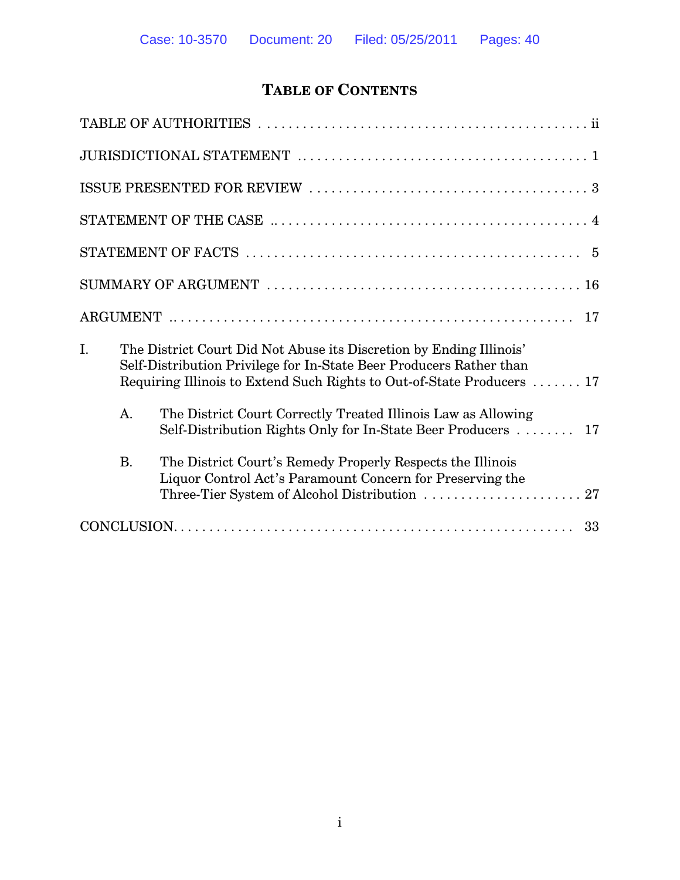# TABLE OF CONTENTS

| | |
|---|---|
| TABLE OF AUTHORITIES | ii |
| JURISDICTIONAL STATEMENT | 1 |
| ISSUE PRESENTED FOR REVIEW | 3 |
| STATEMENT OF THE CASE | 4 |
| STATEMENT OF FACTS | 5 |
| SUMMARY OF ARGUMENT | 16 |
| ARGUMENT | 17 |
| I. The District Court Did Not Abuse its Discretion by Ending Illinois' Self-Distribution Privilege for In-State Beer Producers Rather than Requiring Illinois to Extend Such Rights to Out-of-State Producers | 17 |
| A. The District Court Correctly Treated Illinois Law as Allowing Self-Distribution Rights Only for In-State Beer Producers | 17 |
| B. The District Court's Remedy Properly Respects the Illinois Liquor Control Act's Paramount Concern for Preserving the Three-Tier System of Alcohol Distribution | 27 |
| CONCLUSION | 33 |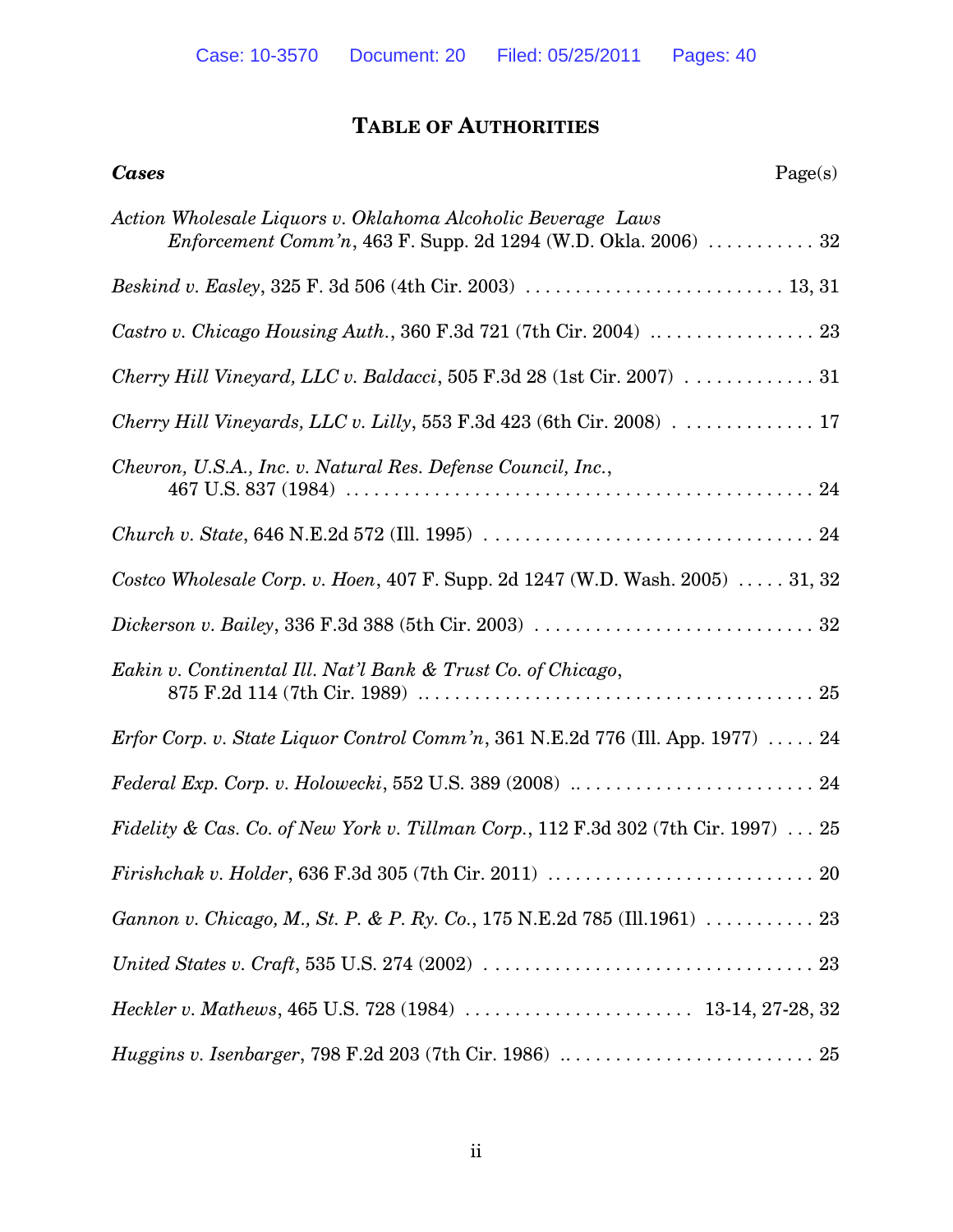## TABLE OF AUTHORITIES

***Cases*** Page(s)

*Action Wholesale Liquors v. Oklahoma Alcoholic Beverage Laws Enforcement Comm'n*, 463 F. Supp. 2d 1294 (W.D. Okla. 2006) . . . . . . . . . . . 32

*Beskind v. Easley*, 325 F. 3d 506 (4th Cir. 2003) . . . . . . . . . . . . . . . . . . . . . . . . . . 13, 31

*Castro v. Chicago Housing Auth.*, 360 F.3d 721 (7th Cir. 2004) . . . . . . . . . . . . . . . . . 23

*Cherry Hill Vineyard, LLC v. Baldacci*, 505 F.3d 28 (1st Cir. 2007) . . . . . . . . . . . . . 31

*Cherry Hill Vineyards, LLC v. Lilly*, 553 F.3d 423 (6th Cir. 2008) . . . . . . . . . . . . . . 17

*Chevron, U.S.A., Inc. v. Natural Res. Defense Council, Inc.*, 467 U.S. 837 (1984) . . . . . . . . . . . . . . . . . . . . . . . . . . . . . . . . . . . . . . . . . . . . . . . . 24

*Church v. State*, 646 N.E.2d 572 (Ill. 1995) . . . . . . . . . . . . . . . . . . . . . . . . . . . . . . . . . 24

*Costco Wholesale Corp. v. Hoen*, 407 F. Supp. 2d 1247 (W.D. Wash. 2005) . . . . . 31, 32

*Dickerson v. Bailey*, 336 F.3d 388 (5th Cir. 2003) . . . . . . . . . . . . . . . . . . . . . . . . . . . . 32

*Eakin v. Continental Ill. Nat'l Bank & Trust Co. of Chicago*, 875 F.2d 114 (7th Cir. 1989) . . . . . . . . . . . . . . . . . . . . . . . . . . . . . . . . . . . . . . . . 25

*Erfor Corp. v. State Liquor Control Comm'n*, 361 N.E.2d 776 (Ill. App. 1977) . . . . . 24

*Federal Exp. Corp. v. Holowecki*, 552 U.S. 389 (2008) . . . . . . . . . . . . . . . . . . . . . . . . . 24

*Fidelity & Cas. Co. of New York v. Tillman Corp.*, 112 F.3d 302 (7th Cir. 1997) . . . 25

*Firishchak v. Holder*, 636 F.3d 305 (7th Cir. 2011) . . . . . . . . . . . . . . . . . . . . . . . . . . . 20

*Gannon v. Chicago, M., St. P. & P. Ry. Co.*, 175 N.E.2d 785 (Ill.1961) . . . . . . . . . . . 23

*United States v. Craft*, 535 U.S. 274 (2002) . . . . . . . . . . . . . . . . . . . . . . . . . . . . . . . . . 23

*Heckler v. Mathews*, 465 U.S. 728 (1984) . . . . . . . . . . . . . . . . . . . . . . . 13-14, 27-28, 32

*Huggins v. Isenbarger*, 798 F.2d 203 (7th Cir. 1986) . . . . . . . . . . . . . . . . . . . . . . . . . . 25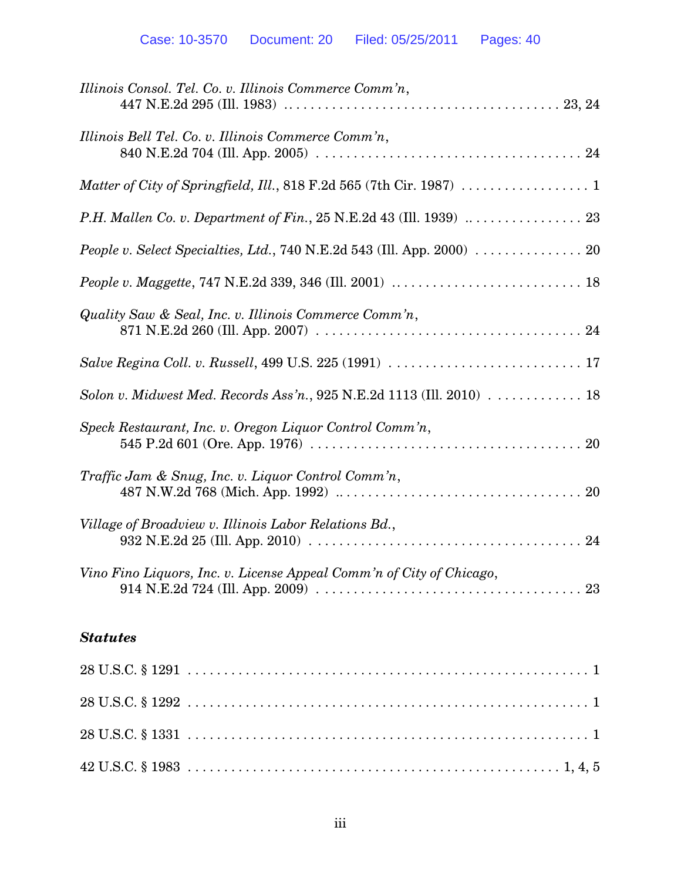*Illinois Consol. Tel. Co. v. Illinois Commerce Comm'n*, 447 N.E.2d 295 (Ill. 1983) . . . . . . . . . . . . . . . . . . . . . . . . . . . . . . . . . . . . . . 23, 24

*Illinois Bell Tel. Co. v. Illinois Commerce Comm'n*, 840 N.E.2d 704 (Ill. App. 2005) . . . . . . . . . . . . . . . . . . . . . . . . . . . . . . . . . . . . 24

*Matter of City of Springfield, Ill.*, 818 F.2d 565 (7th Cir. 1987) . . . . . . . . . . . . . . . . . . 1

*P.H. Mallen Co. v. Department of Fin.*, 25 N.E.2d 43 (Ill. 1939) . . . . . . . . . . . . . . . . . 23

*People v. Select Specialties, Ltd.*, 740 N.E.2d 543 (Ill. App. 2000) . . . . . . . . . . . . . . . 20

*People v. Maggette*, 747 N.E.2d 339, 346 (Ill. 2001) . . . . . . . . . . . . . . . . . . . . . . . . . . . 18

*Quality Saw & Seal, Inc. v. Illinois Commerce Comm'n*, 871 N.E.2d 260 (Ill. App. 2007) . . . . . . . . . . . . . . . . . . . . . . . . . . . . . . . . . . . . 24

*Salve Regina Coll. v. Russell*, 499 U.S. 225 (1991) . . . . . . . . . . . . . . . . . . . . . . . . . . . 17

*Solon v. Midwest Med. Records Ass'n.*, 925 N.E.2d 1113 (Ill. 2010) . . . . . . . . . . . . . 18

*Speck Restaurant, Inc. v. Oregon Liquor Control Comm'n*, 545 P.2d 601 (Ore. App. 1976) . . . . . . . . . . . . . . . . . . . . . . . . . . . . . . . . . . . . . . 20

*Traffic Jam & Snug, Inc. v. Liquor Control Comm'n*, 487 N.W.2d 768 (Mich. App. 1992) . . . . . . . . . . . . . . . . . . . . . . . . . . . . . . . . . . . 20

*Village of Broadview v. Illinois Labor Relations Bd.*, 932 N.E.2d 25 (Ill. App. 2010) . . . . . . . . . . . . . . . . . . . . . . . . . . . . . . . . . . . . . . 24

*Vino Fino Liquors, Inc. v. License Appeal Comm'n of City of Chicago*, 914 N.E.2d 724 (Ill. App. 2009) . . . . . . . . . . . . . . . . . . . . . . . . . . . . . . . . . . . . 23

***Statutes***

28 U.S.C. § 1291 . . . . . . . . . . . . . . . . . . . . . . . . . . . . . . . . . . . . . . . . . . . . . . . . . . . . . 1

28 U.S.C. § 1292 . . . . . . . . . . . . . . . . . . . . . . . . . . . . . . . . . . . . . . . . . . . . . . . . . . . . . 1

28 U.S.C. § 1331 . . . . . . . . . . . . . . . . . . . . . . . . . . . . . . . . . . . . . . . . . . . . . . . . . . . . . 1

42 U.S.C. § 1983 . . . . . . . . . . . . . . . . . . . . . . . . . . . . . . . . . . . . . . . . . . . . . . . . . 1, 4, 5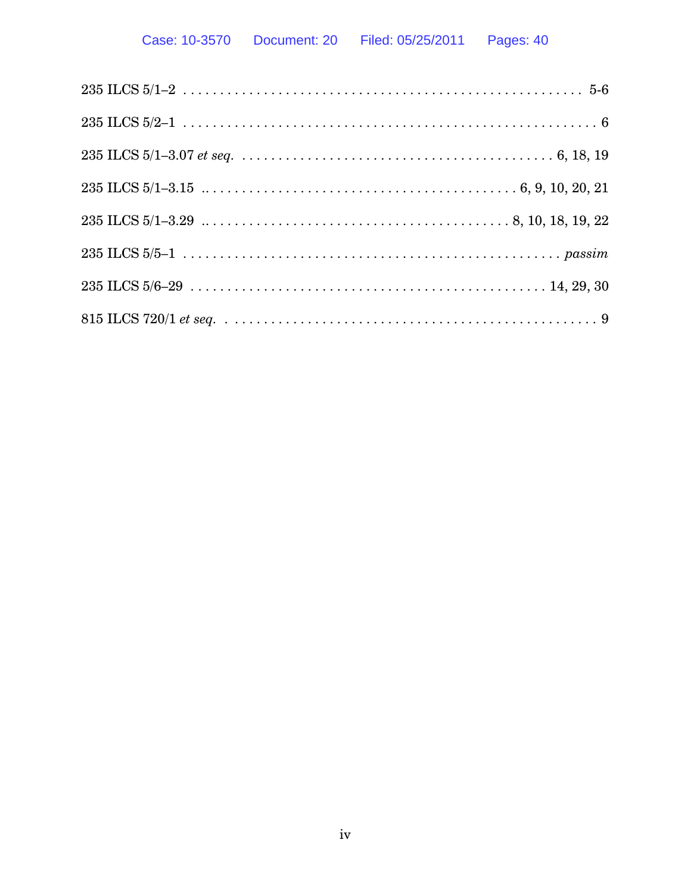235 ILCS 5/1–2 . . . . . . . . . . . . . . . . . . . . . . . . . . . . . . . . . . . . . . . . . . . . . . . . . . . . . 5-6

235 ILCS 5/2–1 . . . . . . . . . . . . . . . . . . . . . . . . . . . . . . . . . . . . . . . . . . . . . . . . . . . . . . 6

235 ILCS 5/1–3.07 *et seq.* . . . . . . . . . . . . . . . . . . . . . . . . . . . . . . . . . . . . . . . . . . 6, 18, 19

235 ILCS 5/1–3.15 .. . . . . . . . . . . . . . . . . . . . . . . . . . . . . . . . . . . . . . . . 6, 9, 10, 20, 21

235 ILCS 5/1–3.29 .. . . . . . . . . . . . . . . . . . . . . . . . . . . . . . . . . . . . . . . 8, 10, 18, 19, 22

235 ILCS 5/5–1 . . . . . . . . . . . . . . . . . . . . . . . . . . . . . . . . . . . . . . . . . . . . . . . . . . *passim*

235 ILCS 5/6–29 . . . . . . . . . . . . . . . . . . . . . . . . . . . . . . . . . . . . . . . . . . . . . . . . 14, 29, 30

815 ILCS 720/1 *et seq.* . . . . . . . . . . . . . . . . . . . . . . . . . . . . . . . . . . . . . . . . . . . . . . . . . 9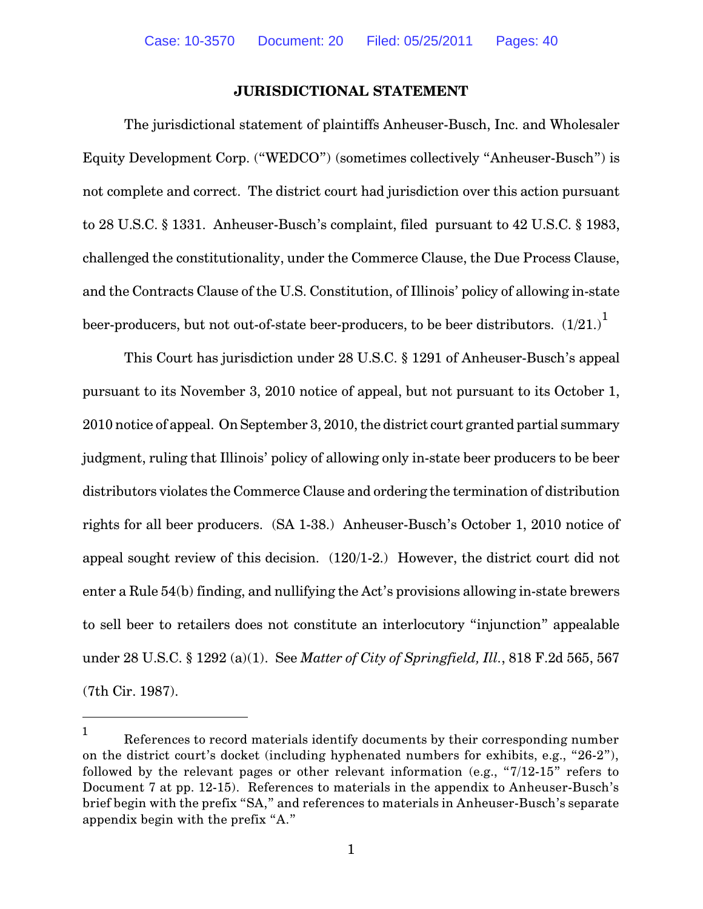## JURISDICTIONAL STATEMENT

The jurisdictional statement of plaintiffs Anheuser-Busch, Inc. and Wholesaler Equity Development Corp. ("WEDCO") (sometimes collectively "Anheuser-Busch") is not complete and correct. The district court had jurisdiction over this action pursuant to 28 U.S.C. § 1331. Anheuser-Busch's complaint, filed pursuant to 42 U.S.C. § 1983, challenged the constitutionality, under the Commerce Clause, the Due Process Clause, and the Contracts Clause of the U.S. Constitution, of Illinois' policy of allowing in-state beer-producers, but not out-of-state beer-producers, to be beer distributors. (1/21.)[1]

This Court has jurisdiction under 28 U.S.C. § 1291 of Anheuser-Busch's appeal pursuant to its November 3, 2010 notice of appeal, but not pursuant to its October 1, 2010 notice of appeal. On September 3, 2010, the district court granted partial summary judgment, ruling that Illinois' policy of allowing only in-state beer producers to be beer distributors violates the Commerce Clause and ordering the termination of distribution rights for all beer producers. (SA 1-38.) Anheuser-Busch's October 1, 2010 notice of appeal sought review of this decision. (120/1-2.) However, the district court did not enter a Rule 54(b) finding, and nullifying the Act's provisions allowing in-state brewers to sell beer to retailers does not constitute an interlocutory "injunction" appealable under 28 U.S.C. § 1292 (a)(1). See *Matter of City of Springfield, Ill.*, 818 F.2d 565, 567 (7th Cir. 1987).

---

[1] References to record materials identify documents by their corresponding number on the district court's docket (including hyphenated numbers for exhibits, e.g., "26-2"), followed by the relevant pages or other relevant information (e.g., "7/12-15" refers to Document 7 at pp. 12-15). References to materials in the appendix to Anheuser-Busch's brief begin with the prefix "SA," and references to materials in Anheuser-Busch's separate appendix begin with the prefix "A."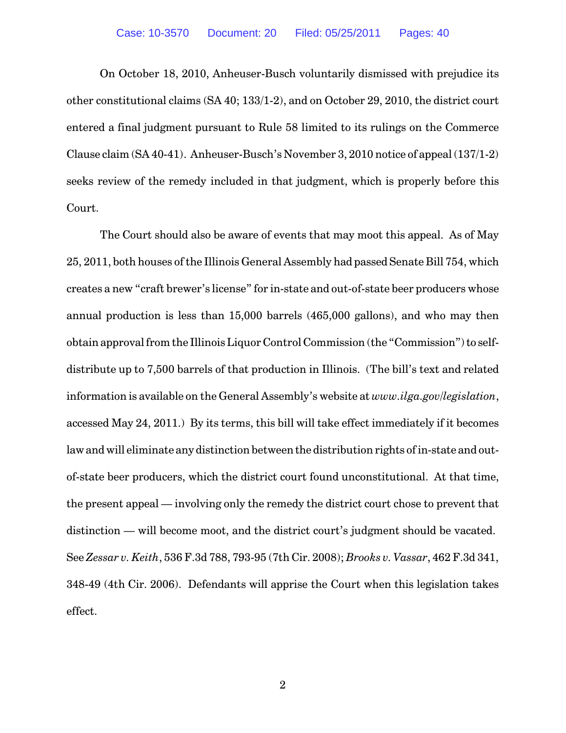On October 18, 2010, Anheuser-Busch voluntarily dismissed with prejudice its other constitutional claims (SA 40; 133/1-2), and on October 29, 2010, the district court entered a final judgment pursuant to Rule 58 limited to its rulings on the Commerce Clause claim (SA 40-41). Anheuser-Busch's November 3, 2010 notice of appeal (137/1-2) seeks review of the remedy included in that judgment, which is properly before this Court.

The Court should also be aware of events that may moot this appeal. As of May 25, 2011, both houses of the Illinois General Assembly had passed Senate Bill 754, which creates a new "craft brewer's license" for in-state and out-of-state beer producers whose annual production is less than 15,000 barrels (465,000 gallons), and who may then obtain approval from the Illinois Liquor Control Commission (the "Commission") to self-distribute up to 7,500 barrels of that production in Illinois. (The bill's text and related information is available on the General Assembly's website at *www.ilga.gov/legislation*, accessed May 24, 2011.) By its terms, this bill will take effect immediately if it becomes law and will eliminate any distinction between the distribution rights of in-state and out-of-state beer producers, which the district court found unconstitutional. At that time, the present appeal — involving only the remedy the district court chose to prevent that distinction — will become moot, and the district court's judgment should be vacated. See *Zessar v. Keith*, 536 F.3d 788, 793-95 (7th Cir. 2008); *Brooks v. Vassar*, 462 F.3d 341, 348-49 (4th Cir. 2006). Defendants will apprise the Court when this legislation takes effect.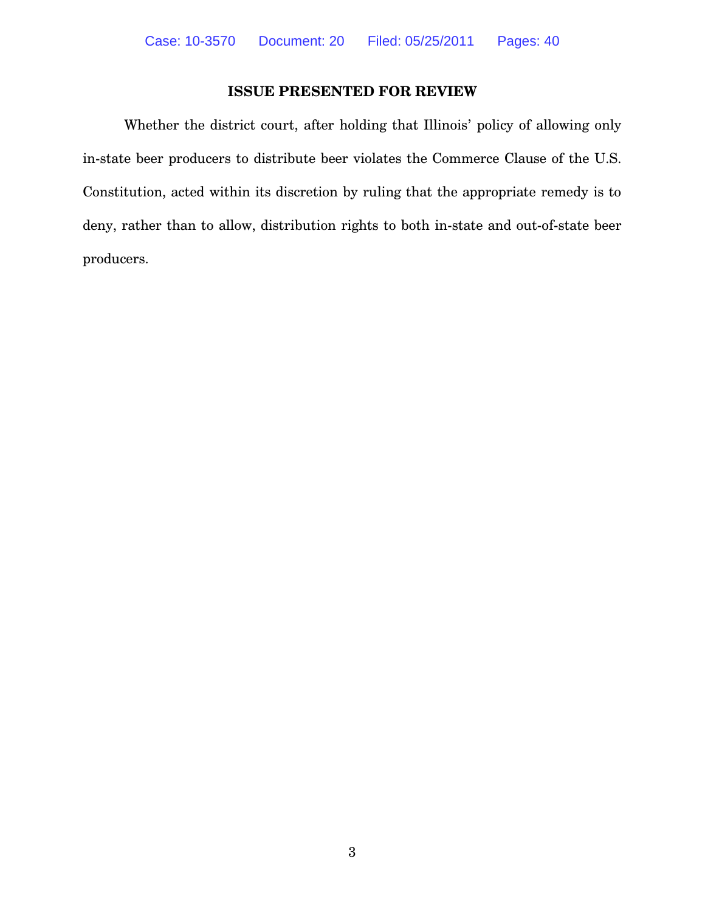## ISSUE PRESENTED FOR REVIEW

Whether the district court, after holding that Illinois' policy of allowing only in-state beer producers to distribute beer violates the Commerce Clause of the U.S. Constitution, acted within its discretion by ruling that the appropriate remedy is to deny, rather than to allow, distribution rights to both in-state and out-of-state beer producers.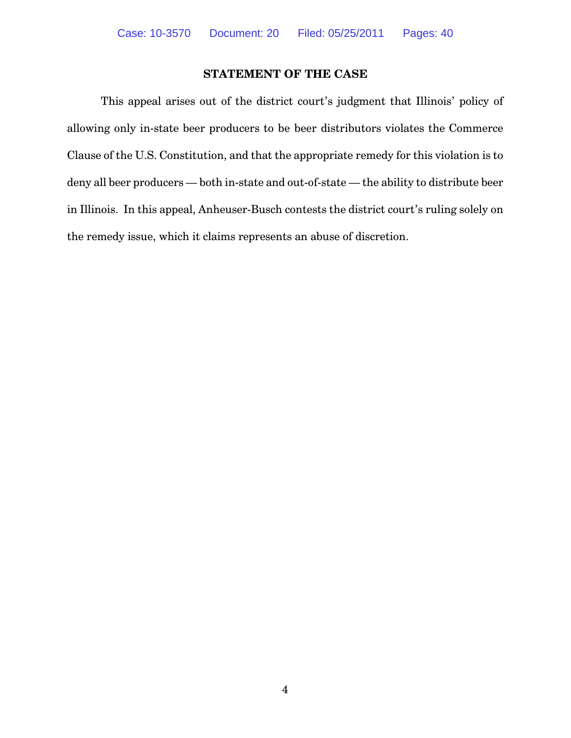## STATEMENT OF THE CASE

This appeal arises out of the district court's judgment that Illinois' policy of allowing only in-state beer producers to be beer distributors violates the Commerce Clause of the U.S. Constitution, and that the appropriate remedy for this violation is to deny all beer producers — both in-state and out-of-state — the ability to distribute beer in Illinois. In this appeal, Anheuser-Busch contests the district court's ruling solely on the remedy issue, which it claims represents an abuse of discretion.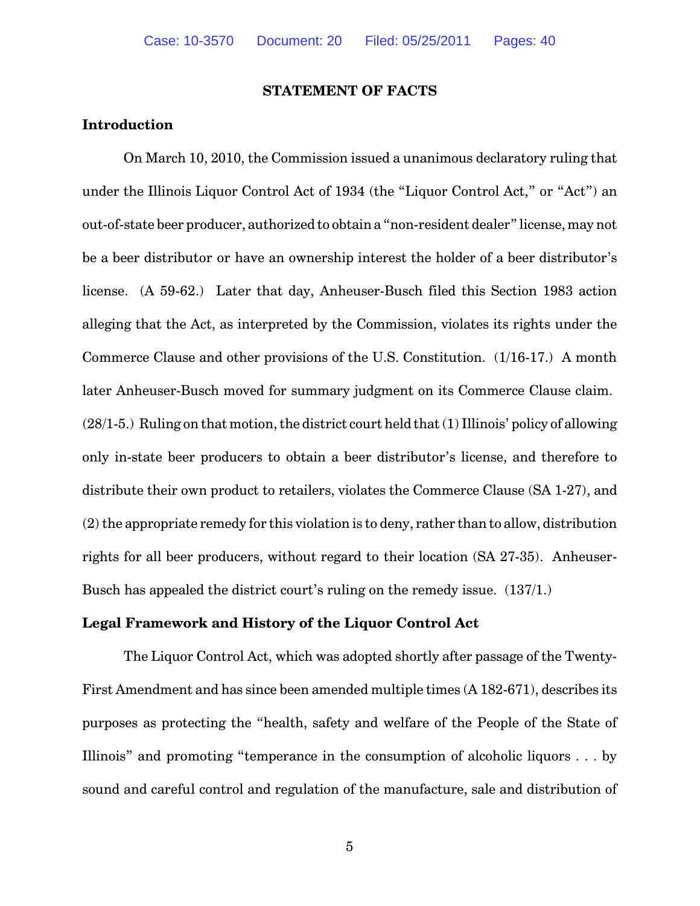## STATEMENT OF FACTS

### Introduction

On March 10, 2010, the Commission issued a unanimous declaratory ruling that under the Illinois Liquor Control Act of 1934 (the "Liquor Control Act," or "Act") an out-of-state beer producer, authorized to obtain a "non-resident dealer" license, may not be a beer distributor or have an ownership interest the holder of a beer distributor's license. (A 59-62.) Later that day, Anheuser-Busch filed this Section 1983 action alleging that the Act, as interpreted by the Commission, violates its rights under the Commerce Clause and other provisions of the U.S. Constitution. (1/16-17.) A month later Anheuser-Busch moved for summary judgment on its Commerce Clause claim. (28/1-5.) Ruling on that motion, the district court held that (1) Illinois' policy of allowing only in-state beer producers to obtain a beer distributor's license, and therefore to distribute their own product to retailers, violates the Commerce Clause (SA 1-27), and (2) the appropriate remedy for this violation is to deny, rather than to allow, distribution rights for all beer producers, without regard to their location (SA 27-35). Anheuser-Busch has appealed the district court's ruling on the remedy issue. (137/1.)

### Legal Framework and History of the Liquor Control Act

The Liquor Control Act, which was adopted shortly after passage of the Twenty-First Amendment and has since been amended multiple times (A 182-671), describes its purposes as protecting the "health, safety and welfare of the People of the State of Illinois" and promoting "temperance in the consumption of alcoholic liquors . . . by sound and careful control and regulation of the manufacture, sale and distribution of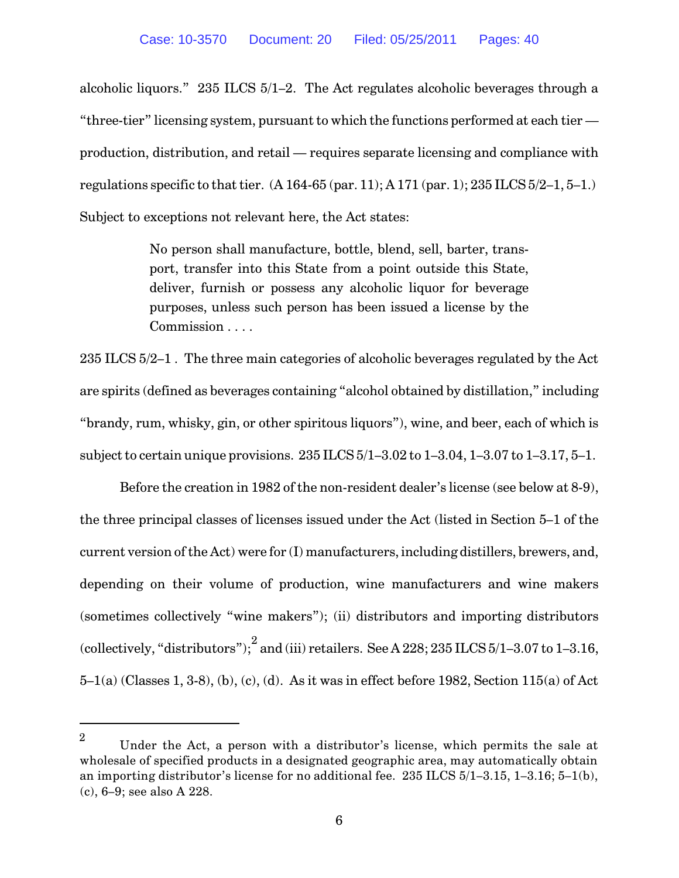alcoholic liquors." 235 ILCS 5/1–2. The Act regulates alcoholic beverages through a "three-tier" licensing system, pursuant to which the functions performed at each tier — production, distribution, and retail — requires separate licensing and compliance with regulations specific to that tier. (A 164-65 (par. 11); A 171 (par. 1); 235 ILCS 5/2–1, 5–1.) Subject to exceptions not relevant here, the Act states:

> No person shall manufacture, bottle, blend, sell, barter, transport, transfer into this State from a point outside this State, deliver, furnish or possess any alcoholic liquor for beverage purposes, unless such person has been issued a license by the Commission . . . .

235 ILCS 5/2–1 . The three main categories of alcoholic beverages regulated by the Act are spirits (defined as beverages containing "alcohol obtained by distillation," including "brandy, rum, whisky, gin, or other spiritous liquors"), wine, and beer, each of which is subject to certain unique provisions. 235 ILCS 5/1–3.02 to 1–3.04, 1–3.07 to 1–3.17, 5–1.

Before the creation in 1982 of the non-resident dealer's license (see below at 8-9), the three principal classes of licenses issued under the Act (listed in Section 5–1 of the current version of the Act) were for (I) manufacturers, including distillers, brewers, and, depending on their volume of production, wine manufacturers and wine makers (sometimes collectively "wine makers"); (ii) distributors and importing distributors (collectively, "distributors");[2] and (iii) retailers. See A 228; 235 ILCS 5/1–3.07 to 1–3.16, 5–1(a) (Classes 1, 3-8), (b), (c), (d). As it was in effect before 1982, Section 115(a) of Act

---

[2] Under the Act, a person with a distributor's license, which permits the sale at wholesale of specified products in a designated geographic area, may automatically obtain an importing distributor's license for no additional fee. 235 ILCS 5/1–3.15, 1–3.16; 5–1(b), (c), 6–9; see also A 228.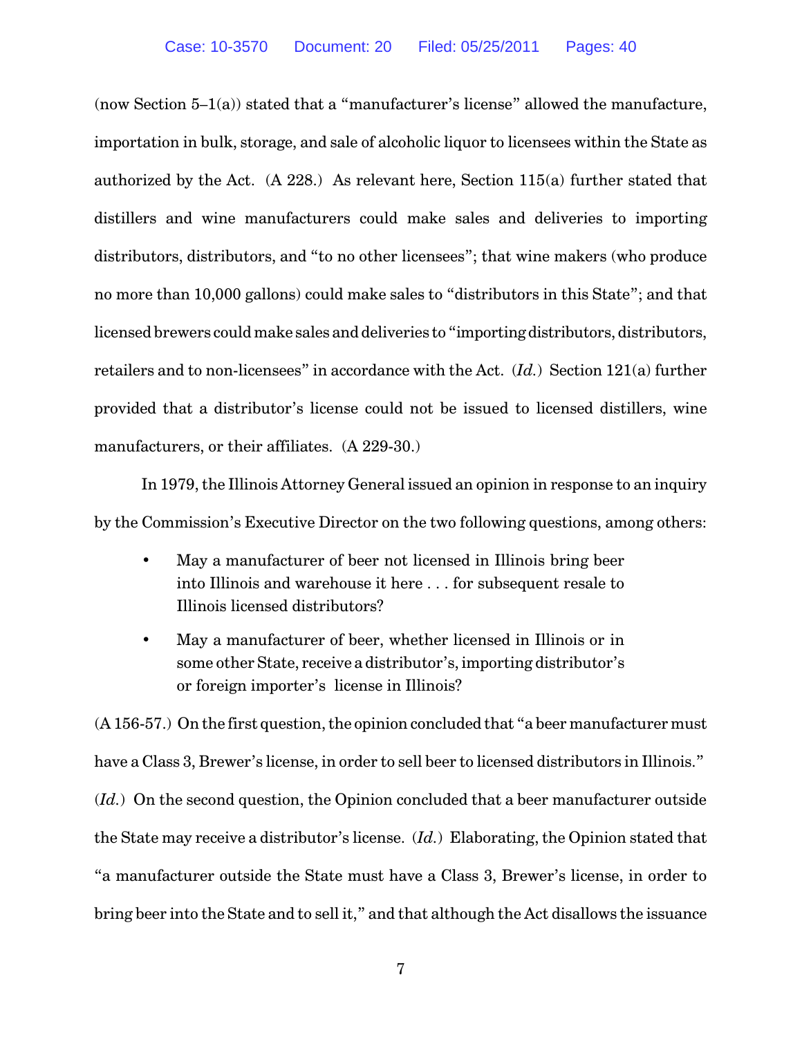(now Section 5–1(a)) stated that a "manufacturer's license" allowed the manufacture, importation in bulk, storage, and sale of alcoholic liquor to licensees within the State as authorized by the Act. (A 228.) As relevant here, Section 115(a) further stated that distillers and wine manufacturers could make sales and deliveries to importing distributors, distributors, and "to no other licensees"; that wine makers (who produce no more than 10,000 gallons) could make sales to "distributors in this State"; and that licensed brewers could make sales and deliveries to "importing distributors, distributors, retailers and to non-licensees" in accordance with the Act. (*Id.*) Section 121(a) further provided that a distributor's license could not be issued to licensed distillers, wine manufacturers, or their affiliates. (A 229-30.)

In 1979, the Illinois Attorney General issued an opinion in response to an inquiry by the Commission's Executive Director on the two following questions, among others:

- May a manufacturer of beer not licensed in Illinois bring beer into Illinois and warehouse it here . . . for subsequent resale to Illinois licensed distributors?
- May a manufacturer of beer, whether licensed in Illinois or in some other State, receive a distributor's, importing distributor's or foreign importer's license in Illinois?

(A 156-57.) On the first question, the opinion concluded that "a beer manufacturer must have a Class 3, Brewer's license, in order to sell beer to licensed distributors in Illinois." (*Id.*) On the second question, the Opinion concluded that a beer manufacturer outside the State may receive a distributor's license. (*Id.*) Elaborating, the Opinion stated that "a manufacturer outside the State must have a Class 3, Brewer's license, in order to bring beer into the State and to sell it," and that although the Act disallows the issuance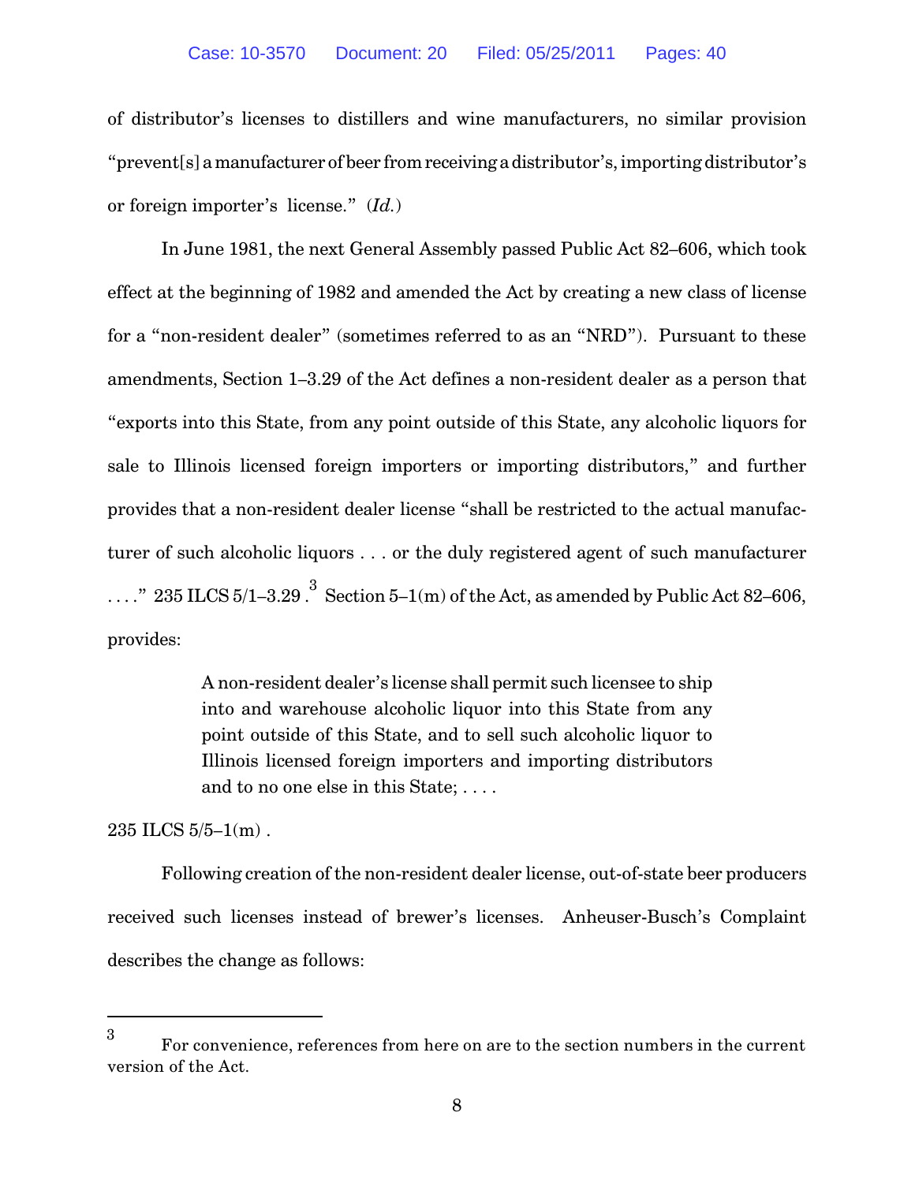of distributor's licenses to distillers and wine manufacturers, no similar provision "prevent[s] a manufacturer of beer from receiving a distributor's, importing distributor's or foreign importer's license." (*Id.*)

In June 1981, the next General Assembly passed Public Act 82–606, which took effect at the beginning of 1982 and amended the Act by creating a new class of license for a "non-resident dealer" (sometimes referred to as an "NRD"). Pursuant to these amendments, Section 1–3.29 of the Act defines a non-resident dealer as a person that "exports into this State, from any point outside of this State, any alcoholic liquors for sale to Illinois licensed foreign importers or importing distributors," and further provides that a non-resident dealer license "shall be restricted to the actual manufacturer of such alcoholic liquors . . . or the duly registered agent of such manufacturer . . . ." 235 ILCS 5/1–3.29 .[3] Section 5–1(m) of the Act, as amended by Public Act 82–606, provides:

> A non-resident dealer's license shall permit such licensee to ship into and warehouse alcoholic liquor into this State from any point outside of this State, and to sell such alcoholic liquor to Illinois licensed foreign importers and importing distributors and to no one else in this State; . . . .

235 ILCS 5/5–1(m) .

Following creation of the non-resident dealer license, out-of-state beer producers received such licenses instead of brewer's licenses. Anheuser-Busch's Complaint describes the change as follows:

---

[3] For convenience, references from here on are to the section numbers in the current version of the Act.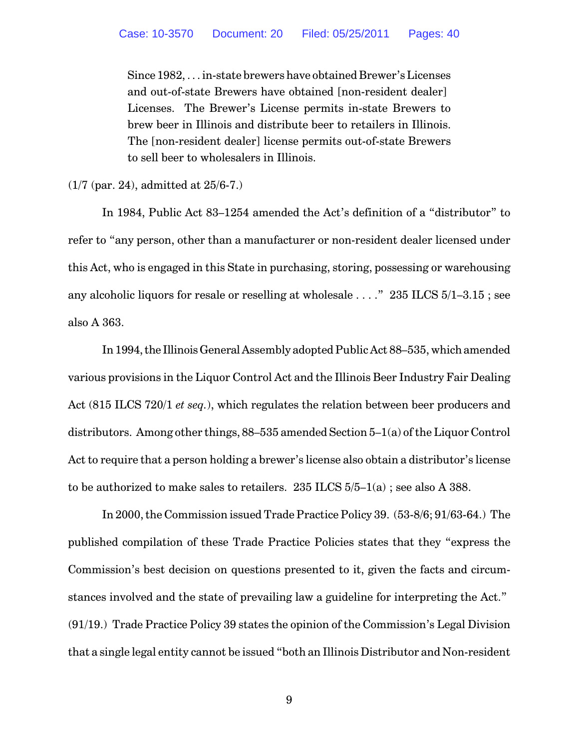> Since 1982, . . . in-state brewers have obtained Brewer's Licenses and out-of-state Brewers have obtained [non-resident dealer] Licenses. The Brewer's License permits in-state Brewers to brew beer in Illinois and distribute beer to retailers in Illinois. The [non-resident dealer] license permits out-of-state Brewers to sell beer to wholesalers in Illinois.

(1/7 (par. 24), admitted at 25/6-7.)

In 1984, Public Act 83–1254 amended the Act's definition of a "distributor" to refer to "any person, other than a manufacturer or non-resident dealer licensed under this Act, who is engaged in this State in purchasing, storing, possessing or warehousing any alcoholic liquors for resale or reselling at wholesale . . . ." 235 ILCS 5/1–3.15 ; see also A 363.

In 1994, the Illinois General Assembly adopted Public Act 88–535, which amended various provisions in the Liquor Control Act and the Illinois Beer Industry Fair Dealing Act (815 ILCS 720/1 *et seq.*), which regulates the relation between beer producers and distributors. Among other things, 88–535 amended Section 5–1(a) of the Liquor Control Act to require that a person holding a brewer's license also obtain a distributor's license to be authorized to make sales to retailers. 235 ILCS 5/5–1(a) ; see also A 388.

In 2000, the Commission issued Trade Practice Policy 39. (53-8/6; 91/63-64.) The published compilation of these Trade Practice Policies states that they "express the Commission's best decision on questions presented to it, given the facts and circumstances involved and the state of prevailing law a guideline for interpreting the Act." (91/19.) Trade Practice Policy 39 states the opinion of the Commission's Legal Division that a single legal entity cannot be issued "both an Illinois Distributor and Non-resident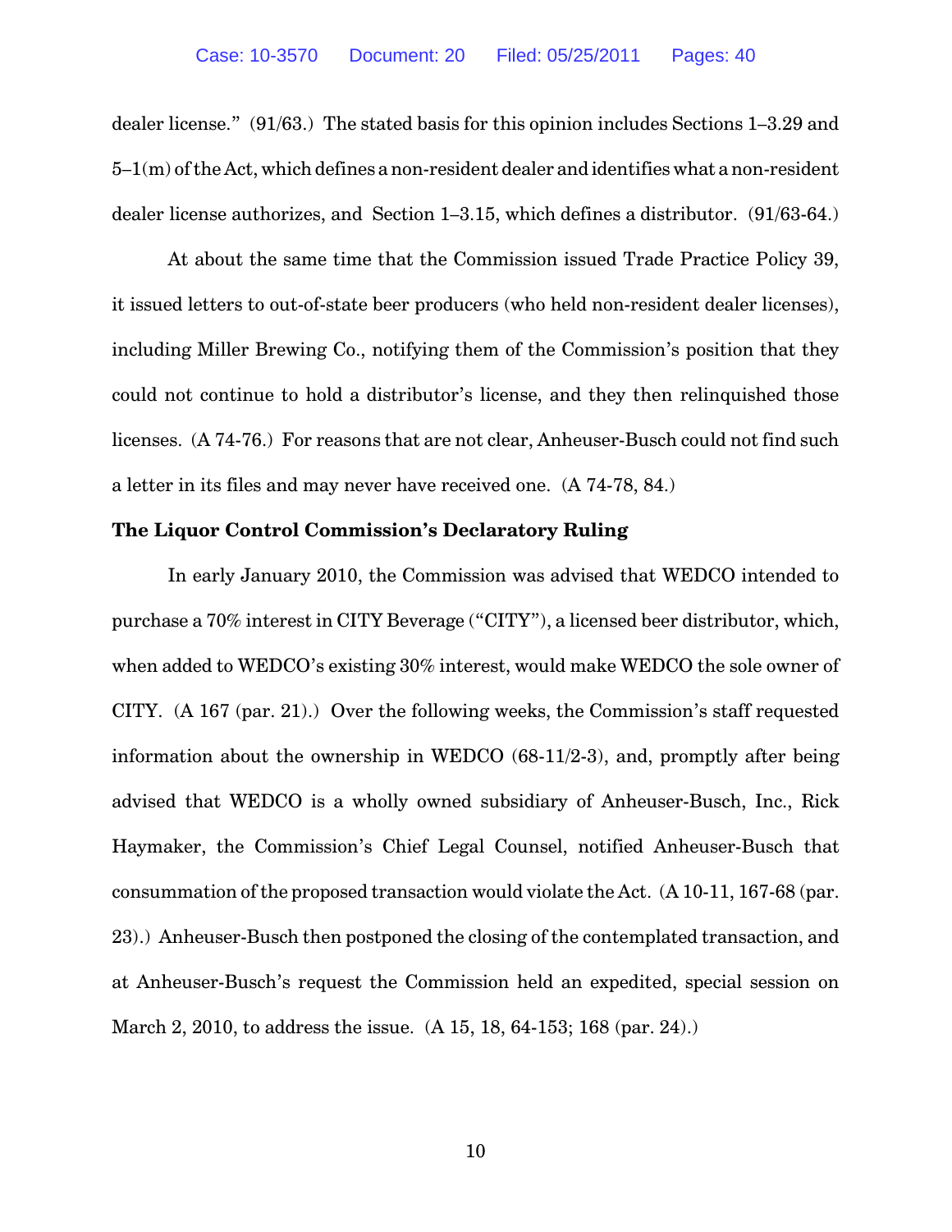dealer license." (91/63.) The stated basis for this opinion includes Sections 1–3.29 and 5–1(m) of the Act, which defines a non-resident dealer and identifies what a non-resident dealer license authorizes, and Section 1–3.15, which defines a distributor. (91/63-64.)

At about the same time that the Commission issued Trade Practice Policy 39, it issued letters to out-of-state beer producers (who held non-resident dealer licenses), including Miller Brewing Co., notifying them of the Commission's position that they could not continue to hold a distributor's license, and they then relinquished those licenses. (A 74-76.) For reasons that are not clear, Anheuser-Busch could not find such a letter in its files and may never have received one. (A 74-78, 84.)

**The Liquor Control Commission's Declaratory Ruling**

In early January 2010, the Commission was advised that WEDCO intended to purchase a 70% interest in CITY Beverage ("CITY"), a licensed beer distributor, which, when added to WEDCO's existing 30% interest, would make WEDCO the sole owner of CITY. (A 167 (par. 21).) Over the following weeks, the Commission's staff requested information about the ownership in WEDCO (68-11/2-3), and, promptly after being advised that WEDCO is a wholly owned subsidiary of Anheuser-Busch, Inc., Rick Haymaker, the Commission's Chief Legal Counsel, notified Anheuser-Busch that consummation of the proposed transaction would violate the Act. (A 10-11, 167-68 (par. 23).) Anheuser-Busch then postponed the closing of the contemplated transaction, and at Anheuser-Busch's request the Commission held an expedited, special session on March 2, 2010, to address the issue. (A 15, 18, 64-153; 168 (par. 24).)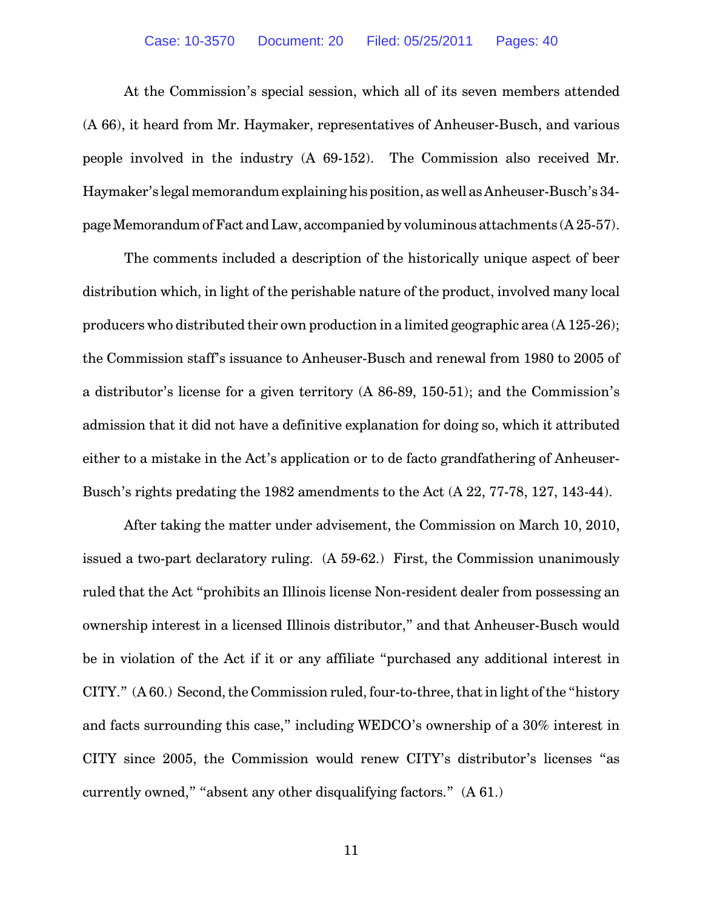At the Commission's special session, which all of its seven members attended (A 66), it heard from Mr. Haymaker, representatives of Anheuser-Busch, and various people involved in the industry (A 69-152). The Commission also received Mr. Haymaker's legal memorandum explaining his position, as well as Anheuser-Busch's 34-page Memorandum of Fact and Law, accompanied by voluminous attachments (A 25-57).

The comments included a description of the historically unique aspect of beer distribution which, in light of the perishable nature of the product, involved many local producers who distributed their own production in a limited geographic area (A 125-26); the Commission staff's issuance to Anheuser-Busch and renewal from 1980 to 2005 of a distributor's license for a given territory (A 86-89, 150-51); and the Commission's admission that it did not have a definitive explanation for doing so, which it attributed either to a mistake in the Act's application or to de facto grandfathering of Anheuser-Busch's rights predating the 1982 amendments to the Act (A 22, 77-78, 127, 143-44).

After taking the matter under advisement, the Commission on March 10, 2010, issued a two-part declaratory ruling. (A 59-62.) First, the Commission unanimously ruled that the Act "prohibits an Illinois license Non-resident dealer from possessing an ownership interest in a licensed Illinois distributor," and that Anheuser-Busch would be in violation of the Act if it or any affiliate "purchased any additional interest in CITY." (A 60.) Second, the Commission ruled, four-to-three, that in light of the "history and facts surrounding this case," including WEDCO's ownership of a 30% interest in CITY since 2005, the Commission would renew CITY's distributor's licenses "as currently owned," "absent any other disqualifying factors." (A 61.)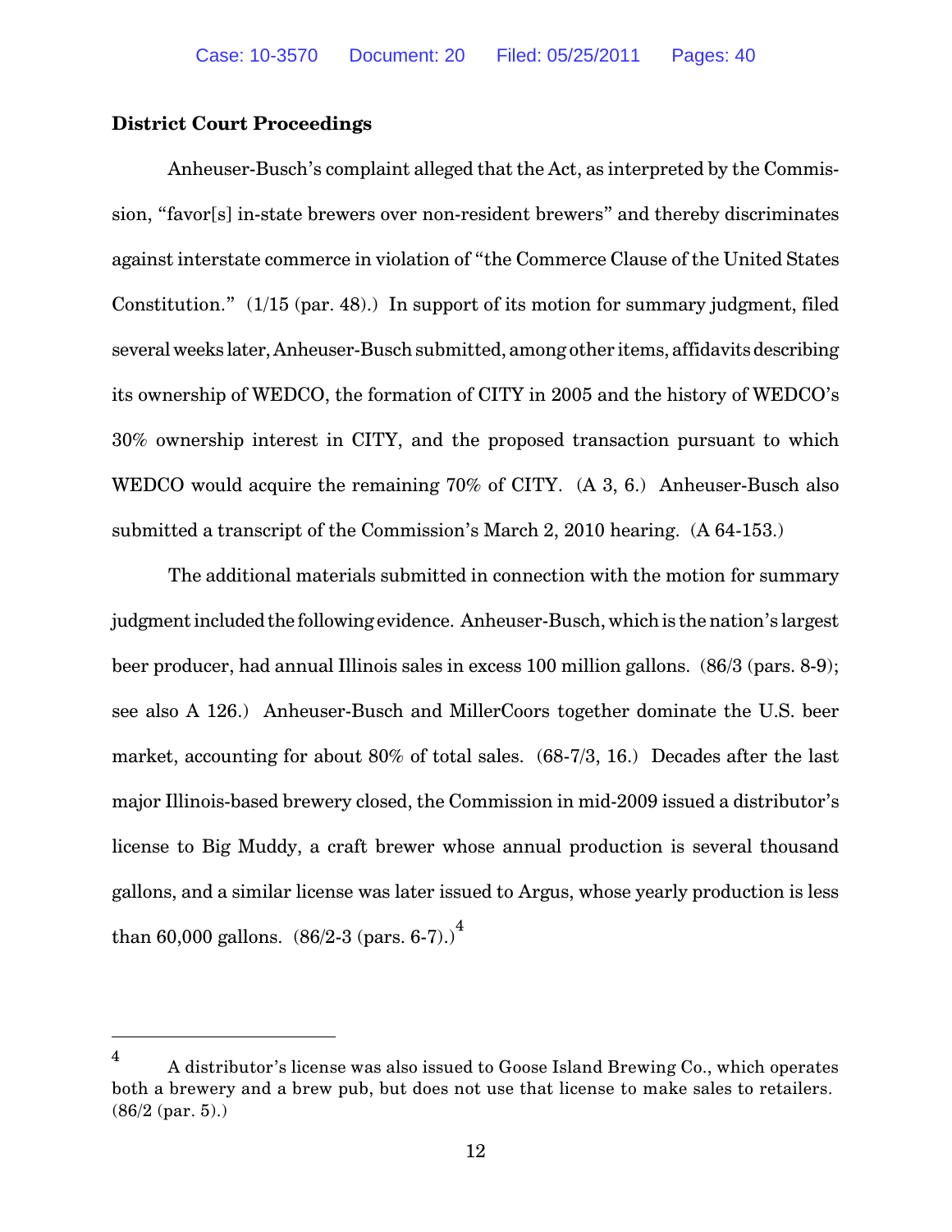**District Court Proceedings**

Anheuser-Busch's complaint alleged that the Act, as interpreted by the Commission, "favor[s] in-state brewers over non-resident brewers" and thereby discriminates against interstate commerce in violation of "the Commerce Clause of the United States Constitution." (1/15 (par. 48).) In support of its motion for summary judgment, filed several weeks later, Anheuser-Busch submitted, among other items, affidavits describing its ownership of WEDCO, the formation of CITY in 2005 and the history of WEDCO's 30% ownership interest in CITY, and the proposed transaction pursuant to which WEDCO would acquire the remaining 70% of CITY. (A 3, 6.) Anheuser-Busch also submitted a transcript of the Commission's March 2, 2010 hearing. (A 64-153.)

The additional materials submitted in connection with the motion for summary judgment included the following evidence. Anheuser-Busch, which is the nation's largest beer producer, had annual Illinois sales in excess 100 million gallons. (86/3 (pars. 8-9); see also A 126.) Anheuser-Busch and MillerCoors together dominate the U.S. beer market, accounting for about 80% of total sales. (68-7/3, 16.) Decades after the last major Illinois-based brewery closed, the Commission in mid-2009 issued a distributor's license to Big Muddy, a craft brewer whose annual production is several thousand gallons, and a similar license was later issued to Argus, whose yearly production is less than 60,000 gallons. (86/2-3 (pars. 6-7).)[4]

[4] A distributor's license was also issued to Goose Island Brewing Co., which operates both a brewery and a brew pub, but does not use that license to make sales to retailers. (86/2 (par. 5).)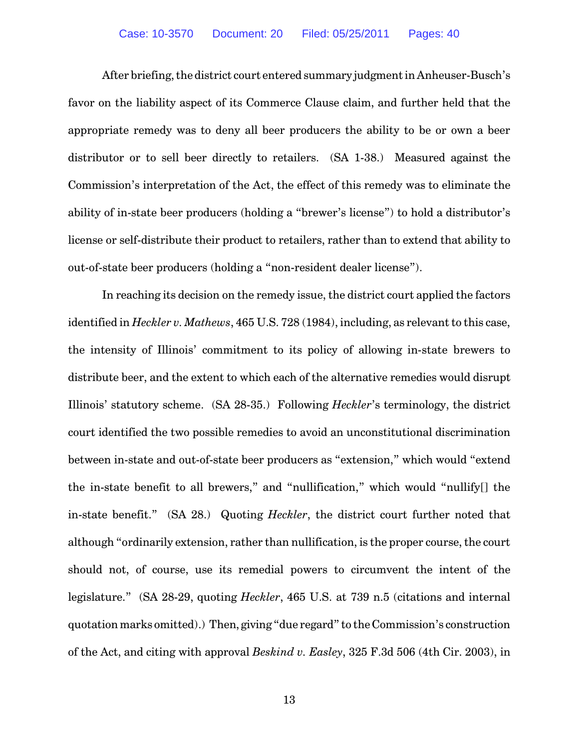After briefing, the district court entered summary judgment in Anheuser-Busch's favor on the liability aspect of its Commerce Clause claim, and further held that the appropriate remedy was to deny all beer producers the ability to be or own a beer distributor or to sell beer directly to retailers. (SA 1-38.) Measured against the Commission's interpretation of the Act, the effect of this remedy was to eliminate the ability of in-state beer producers (holding a "brewer's license") to hold a distributor's license or self-distribute their product to retailers, rather than to extend that ability to out-of-state beer producers (holding a "non-resident dealer license").

In reaching its decision on the remedy issue, the district court applied the factors identified in *Heckler v. Mathews*, 465 U.S. 728 (1984), including, as relevant to this case, the intensity of Illinois' commitment to its policy of allowing in-state brewers to distribute beer, and the extent to which each of the alternative remedies would disrupt Illinois' statutory scheme. (SA 28-35.) Following *Heckler*'s terminology, the district court identified the two possible remedies to avoid an unconstitutional discrimination between in-state and out-of-state beer producers as "extension," which would "extend the in-state benefit to all brewers," and "nullification," which would "nullify[] the in-state benefit." (SA 28.) Quoting *Heckler*, the district court further noted that although "ordinarily extension, rather than nullification, is the proper course, the court should not, of course, use its remedial powers to circumvent the intent of the legislature." (SA 28-29, quoting *Heckler*, 465 U.S. at 739 n.5 (citations and internal quotation marks omitted).) Then, giving "due regard" to the Commission's construction of the Act, and citing with approval *Beskind v. Easley*, 325 F.3d 506 (4th Cir. 2003), in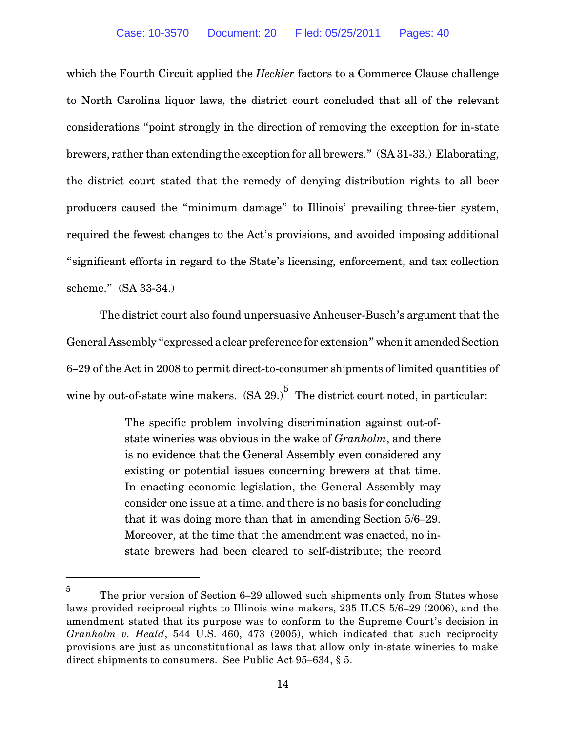which the Fourth Circuit applied the *Heckler* factors to a Commerce Clause challenge to North Carolina liquor laws, the district court concluded that all of the relevant considerations "point strongly in the direction of removing the exception for in-state brewers, rather than extending the exception for all brewers." (SA 31-33.) Elaborating, the district court stated that the remedy of denying distribution rights to all beer producers caused the "minimum damage" to Illinois' prevailing three-tier system, required the fewest changes to the Act's provisions, and avoided imposing additional "significant efforts in regard to the State's licensing, enforcement, and tax collection scheme." (SA 33-34.)

The district court also found unpersuasive Anheuser-Busch's argument that the General Assembly "expressed a clear preference for extension" when it amended Section 6–29 of the Act in 2008 to permit direct-to-consumer shipments of limited quantities of wine by out-of-state wine makers. (SA 29.)[5] The district court noted, in particular:

> The specific problem involving discrimination against out-of-state wineries was obvious in the wake of *Granholm*, and there is no evidence that the General Assembly even considered any existing or potential issues concerning brewers at that time. In enacting economic legislation, the General Assembly may consider one issue at a time, and there is no basis for concluding that it was doing more than that in amending Section 5/6–29. Moreover, at the time that the amendment was enacted, no in-state brewers had been cleared to self-distribute; the record

---

[5] The prior version of Section 6–29 allowed such shipments only from States whose laws provided reciprocal rights to Illinois wine makers, 235 ILCS 5/6–29 (2006), and the amendment stated that its purpose was to conform to the Supreme Court's decision in *Granholm v. Heald*, 544 U.S. 460, 473 (2005), which indicated that such reciprocity provisions are just as unconstitutional as laws that allow only in-state wineries to make direct shipments to consumers. See Public Act 95–634, § 5.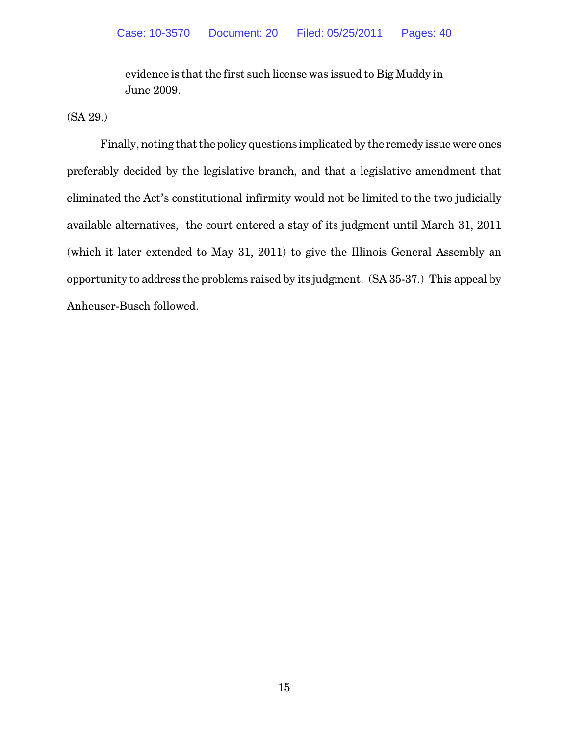> evidence is that the first such license was issued to Big Muddy in June 2009.

(SA 29.)

Finally, noting that the policy questions implicated by the remedy issue were ones preferably decided by the legislative branch, and that a legislative amendment that eliminated the Act's constitutional infirmity would not be limited to the two judicially available alternatives, the court entered a stay of its judgment until March 31, 2011 (which it later extended to May 31, 2011) to give the Illinois General Assembly an opportunity to address the problems raised by its judgment. (SA 35-37.) This appeal by Anheuser-Busch followed.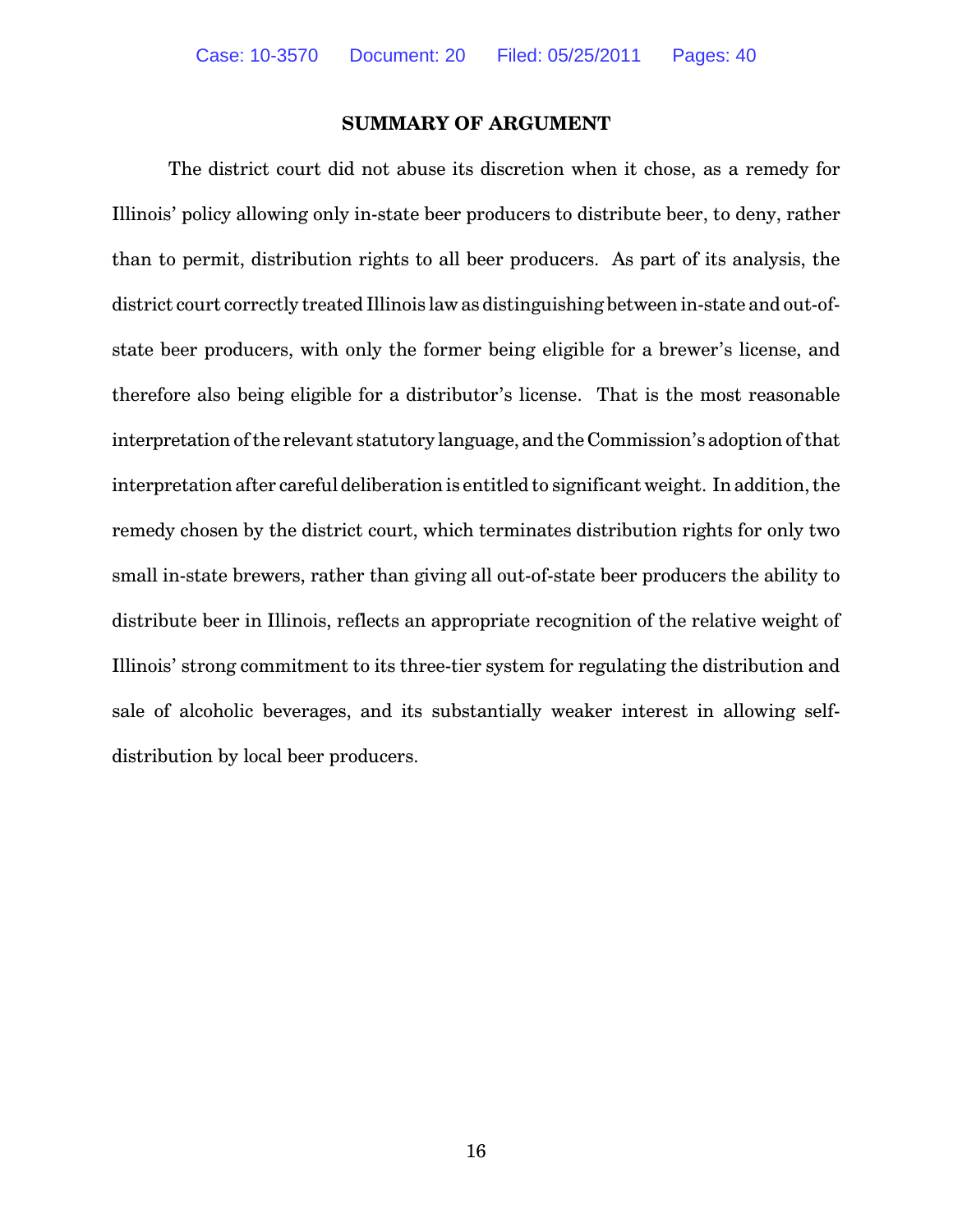## SUMMARY OF ARGUMENT

The district court did not abuse its discretion when it chose, as a remedy for Illinois' policy allowing only in-state beer producers to distribute beer, to deny, rather than to permit, distribution rights to all beer producers. As part of its analysis, the district court correctly treated Illinois law as distinguishing between in-state and out-of-state beer producers, with only the former being eligible for a brewer's license, and therefore also being eligible for a distributor's license. That is the most reasonable interpretation of the relevant statutory language, and the Commission's adoption of that interpretation after careful deliberation is entitled to significant weight. In addition, the remedy chosen by the district court, which terminates distribution rights for only two small in-state brewers, rather than giving all out-of-state beer producers the ability to distribute beer in Illinois, reflects an appropriate recognition of the relative weight of Illinois' strong commitment to its three-tier system for regulating the distribution and sale of alcoholic beverages, and its substantially weaker interest in allowing self-distribution by local beer producers.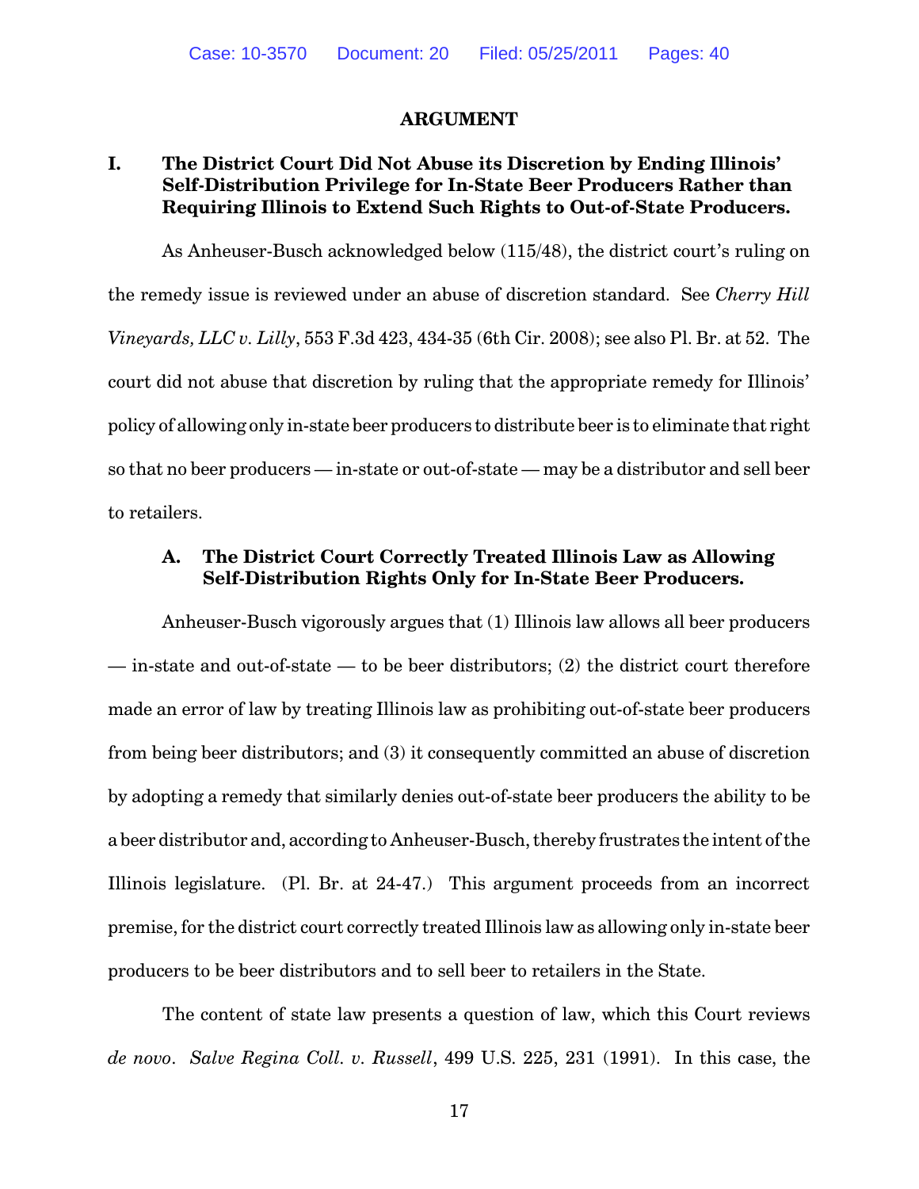## ARGUMENT

### I. The District Court Did Not Abuse its Discretion by Ending Illinois' Self-Distribution Privilege for In-State Beer Producers Rather than Requiring Illinois to Extend Such Rights to Out-of-State Producers.

As Anheuser-Busch acknowledged below (115/48), the district court's ruling on the remedy issue is reviewed under an abuse of discretion standard. See *Cherry Hill Vineyards, LLC v. Lilly*, 553 F.3d 423, 434-35 (6th Cir. 2008); see also Pl. Br. at 52. The court did not abuse that discretion by ruling that the appropriate remedy for Illinois' policy of allowing only in-state beer producers to distribute beer is to eliminate that right so that no beer producers — in-state or out-of-state — may be a distributor and sell beer to retailers.

#### A. The District Court Correctly Treated Illinois Law as Allowing Self-Distribution Rights Only for In-State Beer Producers.

Anheuser-Busch vigorously argues that (1) Illinois law allows all beer producers — in-state and out-of-state — to be beer distributors; (2) the district court therefore made an error of law by treating Illinois law as prohibiting out-of-state beer producers from being beer distributors; and (3) it consequently committed an abuse of discretion by adopting a remedy that similarly denies out-of-state beer producers the ability to be a beer distributor and, according to Anheuser-Busch, thereby frustrates the intent of the Illinois legislature. (Pl. Br. at 24-47.) This argument proceeds from an incorrect premise, for the district court correctly treated Illinois law as allowing only in-state beer producers to be beer distributors and to sell beer to retailers in the State.

The content of state law presents a question of law, which this Court reviews *de novo*. *Salve Regina Coll. v. Russell*, 499 U.S. 225, 231 (1991). In this case, the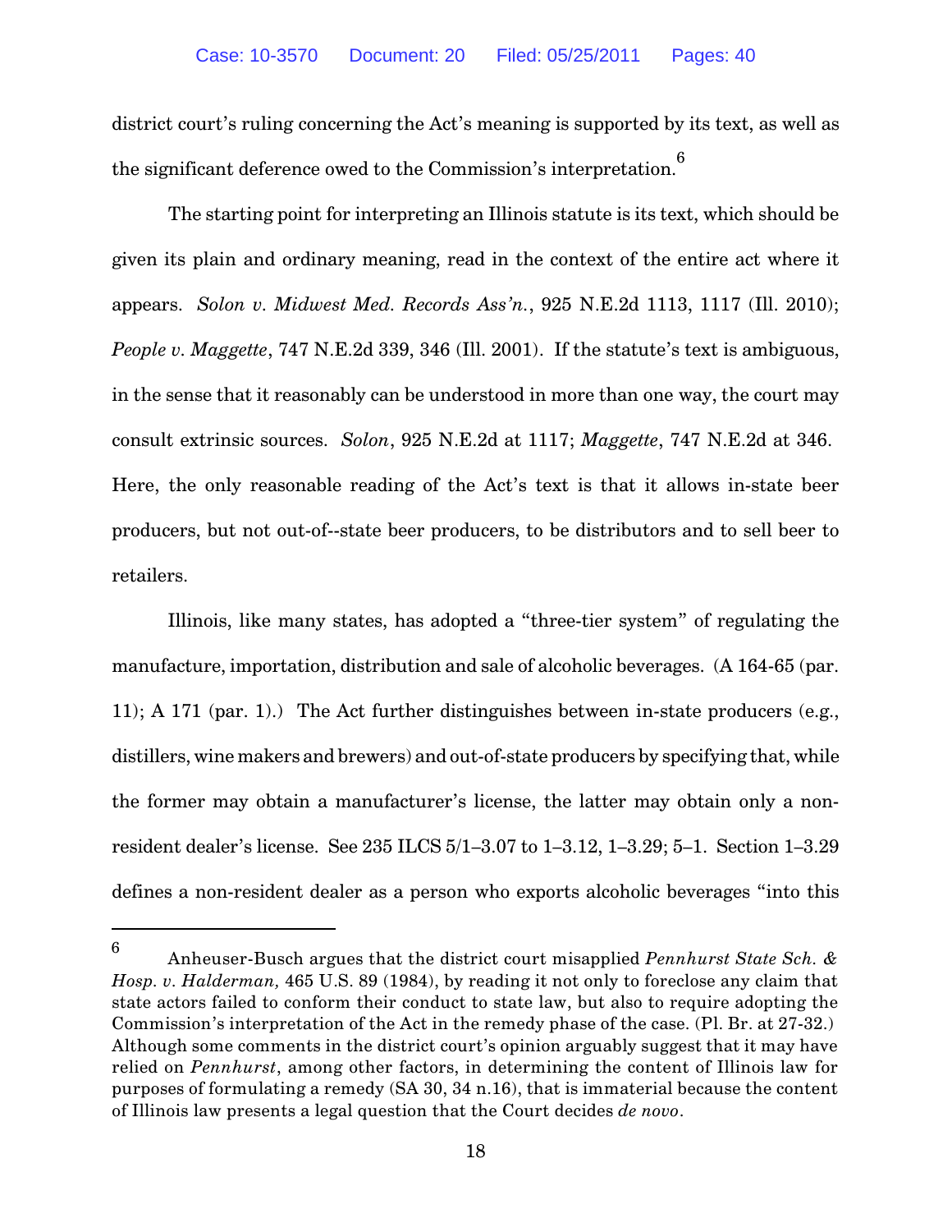district court's ruling concerning the Act's meaning is supported by its text, as well as the significant deference owed to the Commission's interpretation.[6]

The starting point for interpreting an Illinois statute is its text, which should be given its plain and ordinary meaning, read in the context of the entire act where it appears. *Solon v. Midwest Med. Records Ass'n.*, 925 N.E.2d 1113, 1117 (Ill. 2010); *People v. Maggette*, 747 N.E.2d 339, 346 (Ill. 2001). If the statute's text is ambiguous, in the sense that it reasonably can be understood in more than one way, the court may consult extrinsic sources. *Solon*, 925 N.E.2d at 1117; *Maggette*, 747 N.E.2d at 346. Here, the only reasonable reading of the Act's text is that it allows in-state beer producers, but not out-of--state beer producers, to be distributors and to sell beer to retailers.

Illinois, like many states, has adopted a "three-tier system" of regulating the manufacture, importation, distribution and sale of alcoholic beverages. (A 164-65 (par. 11); A 171 (par. 1).) The Act further distinguishes between in-state producers (e.g., distillers, wine makers and brewers) and out-of-state producers by specifying that, while the former may obtain a manufacturer's license, the latter may obtain only a non-resident dealer's license. See 235 ILCS 5/1–3.07 to 1–3.12, 1–3.29; 5–1. Section 1–3.29 defines a non-resident dealer as a person who exports alcoholic beverages "into this

---

[6] Anheuser-Busch argues that the district court misapplied *Pennhurst State Sch. & Hosp. v. Halderman,* 465 U.S. 89 (1984), by reading it not only to foreclose any claim that state actors failed to conform their conduct to state law, but also to require adopting the Commission's interpretation of the Act in the remedy phase of the case. (Pl. Br. at 27-32.) Although some comments in the district court's opinion arguably suggest that it may have relied on *Pennhurst*, among other factors, in determining the content of Illinois law for purposes of formulating a remedy (SA 30, 34 n.16), that is immaterial because the content of Illinois law presents a legal question that the Court decides *de novo*.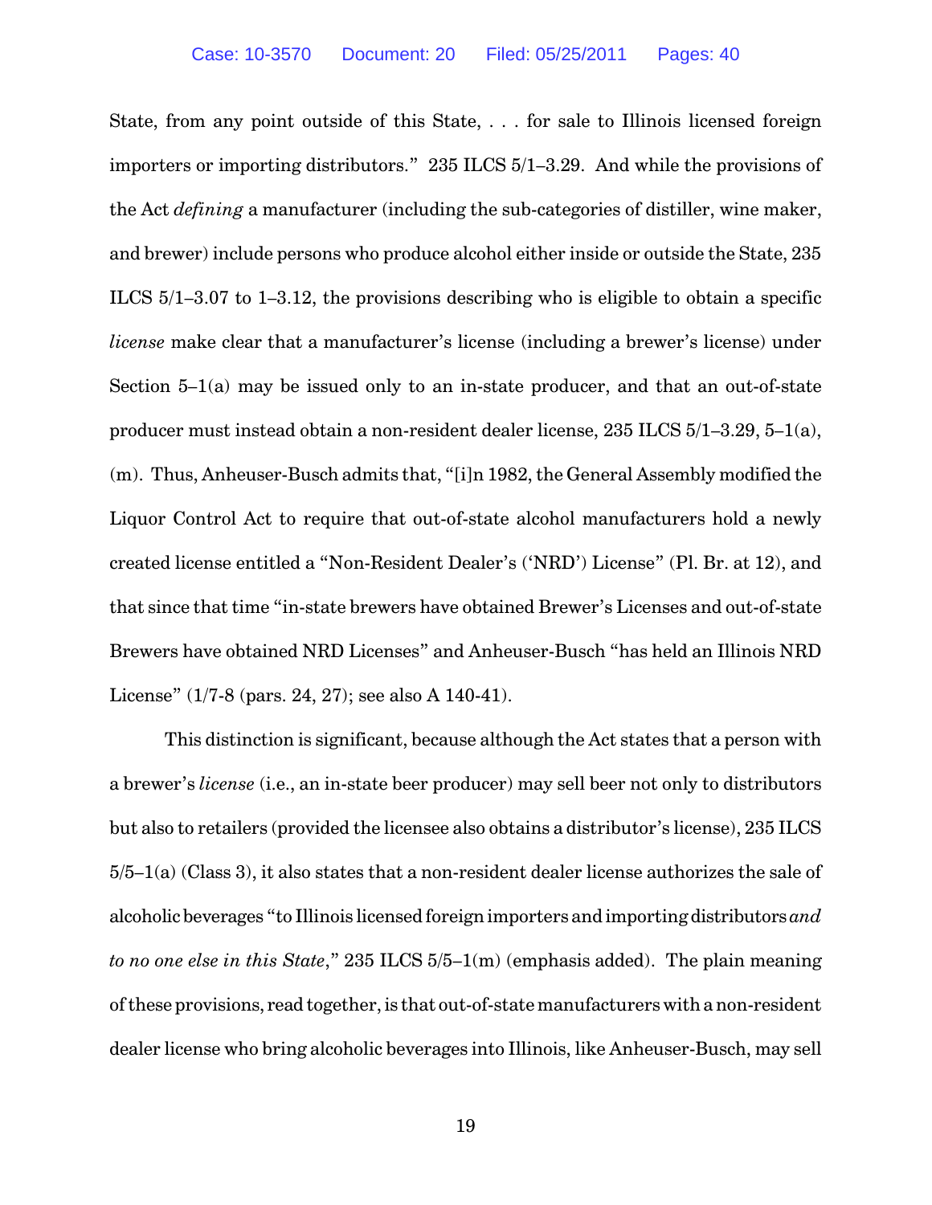State, from any point outside of this State, . . . for sale to Illinois licensed foreign importers or importing distributors." 235 ILCS 5/1–3.29. And while the provisions of the Act *defining* a manufacturer (including the sub-categories of distiller, wine maker, and brewer) include persons who produce alcohol either inside or outside the State, 235 ILCS 5/1–3.07 to 1–3.12, the provisions describing who is eligible to obtain a specific *license* make clear that a manufacturer's license (including a brewer's license) under Section 5–1(a) may be issued only to an in-state producer, and that an out-of-state producer must instead obtain a non-resident dealer license, 235 ILCS 5/1–3.29, 5–1(a), (m). Thus, Anheuser-Busch admits that, "[i]n 1982, the General Assembly modified the Liquor Control Act to require that out-of-state alcohol manufacturers hold a newly created license entitled a "Non-Resident Dealer's ('NRD') License" (Pl. Br. at 12), and that since that time "in-state brewers have obtained Brewer's Licenses and out-of-state Brewers have obtained NRD Licenses" and Anheuser-Busch "has held an Illinois NRD License" (1/7-8 (pars. 24, 27); see also A 140-41).

This distinction is significant, because although the Act states that a person with a brewer's *license* (i.e., an in-state beer producer) may sell beer not only to distributors but also to retailers (provided the licensee also obtains a distributor's license), 235 ILCS 5/5–1(a) (Class 3), it also states that a non-resident dealer license authorizes the sale of alcoholic beverages "to Illinois licensed foreign importers and importing distributors *and to no one else in this State*," 235 ILCS 5/5–1(m) (emphasis added). The plain meaning of these provisions, read together, is that out-of-state manufacturers with a non-resident dealer license who bring alcoholic beverages into Illinois, like Anheuser-Busch, may sell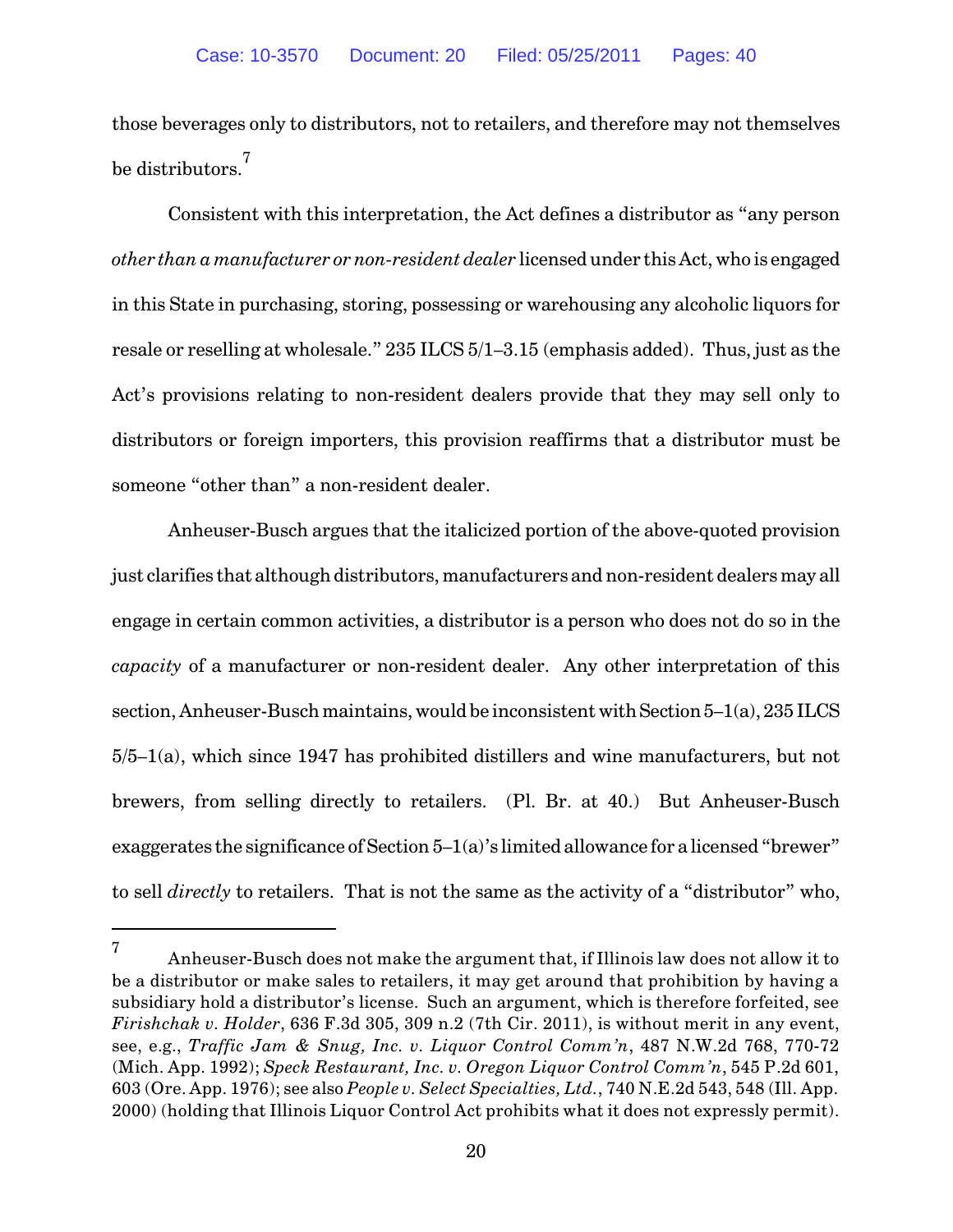those beverages only to distributors, not to retailers, and therefore may not themselves be distributors.[7]

Consistent with this interpretation, the Act defines a distributor as "any person *other than a manufacturer or non-resident dealer* licensed under this Act, who is engaged in this State in purchasing, storing, possessing or warehousing any alcoholic liquors for resale or reselling at wholesale." 235 ILCS 5/1–3.15 (emphasis added). Thus, just as the Act's provisions relating to non-resident dealers provide that they may sell only to distributors or foreign importers, this provision reaffirms that a distributor must be someone "other than" a non-resident dealer.

Anheuser-Busch argues that the italicized portion of the above-quoted provision just clarifies that although distributors, manufacturers and non-resident dealers may all engage in certain common activities, a distributor is a person who does not do so in the *capacity* of a manufacturer or non-resident dealer. Any other interpretation of this section, Anheuser-Busch maintains, would be inconsistent with Section 5–1(a), 235 ILCS 5/5–1(a), which since 1947 has prohibited distillers and wine manufacturers, but not brewers, from selling directly to retailers. (Pl. Br. at 40.) But Anheuser-Busch exaggerates the significance of Section 5–1(a)'s limited allowance for a licensed "brewer" to sell *directly* to retailers. That is not the same as the activity of a "distributor" who,

---

[7] Anheuser-Busch does not make the argument that, if Illinois law does not allow it to be a distributor or make sales to retailers, it may get around that prohibition by having a subsidiary hold a distributor's license. Such an argument, which is therefore forfeited, see *Firishchak v. Holder*, 636 F.3d 305, 309 n.2 (7th Cir. 2011), is without merit in any event, see, e.g., *Traffic Jam & Snug, Inc. v. Liquor Control Comm'n*, 487 N.W.2d 768, 770-72 (Mich. App. 1992); *Speck Restaurant, Inc. v. Oregon Liquor Control Comm'n*, 545 P.2d 601, 603 (Ore. App. 1976); see also *People v. Select Specialties, Ltd.*, 740 N.E.2d 543, 548 (Ill. App. 2000) (holding that Illinois Liquor Control Act prohibits what it does not expressly permit).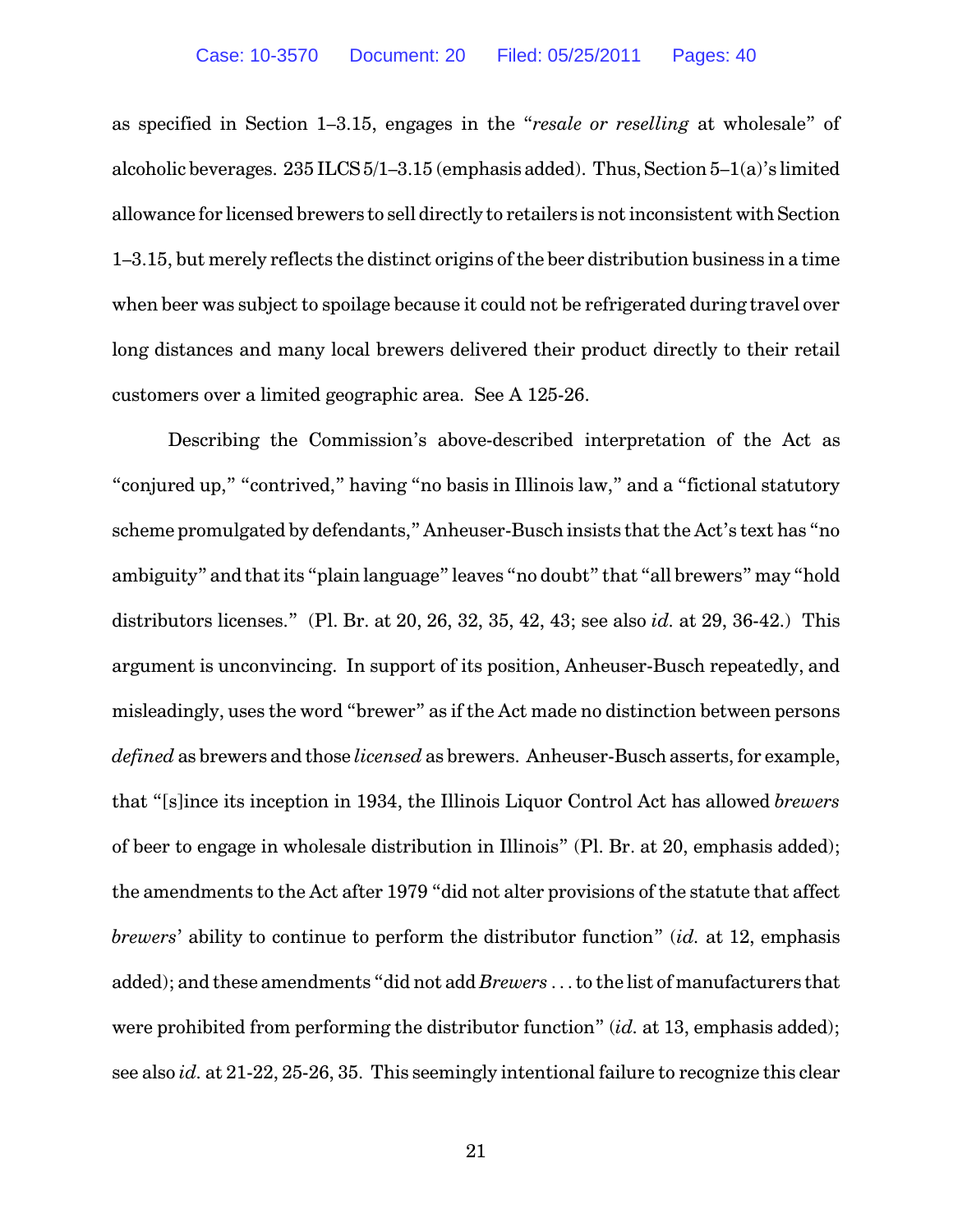as specified in Section 1–3.15, engages in the "*resale or reselling* at wholesale" of alcoholic beverages. 235 ILCS 5/1–3.15 (emphasis added). Thus, Section 5–1(a)'s limited allowance for licensed brewers to sell directly to retailers is not inconsistent with Section 1–3.15, but merely reflects the distinct origins of the beer distribution business in a time when beer was subject to spoilage because it could not be refrigerated during travel over long distances and many local brewers delivered their product directly to their retail customers over a limited geographic area. See A 125-26.

Describing the Commission's above-described interpretation of the Act as "conjured up," "contrived," having "no basis in Illinois law," and a "fictional statutory scheme promulgated by defendants," Anheuser-Busch insists that the Act's text has "no ambiguity" and that its "plain language" leaves "no doubt" that "all brewers" may "hold distributors licenses." (Pl. Br. at 20, 26, 32, 35, 42, 43; see also *id.* at 29, 36-42.) This argument is unconvincing. In support of its position, Anheuser-Busch repeatedly, and misleadingly, uses the word "brewer" as if the Act made no distinction between persons *defined* as brewers and those *licensed* as brewers. Anheuser-Busch asserts, for example, that "[s]ince its inception in 1934, the Illinois Liquor Control Act has allowed *brewers* of beer to engage in wholesale distribution in Illinois" (Pl. Br. at 20, emphasis added); the amendments to the Act after 1979 "did not alter provisions of the statute that affect *brewers*' ability to continue to perform the distributor function" (*id.* at 12, emphasis added); and these amendments "did not add *Brewers* . . . to the list of manufacturers that were prohibited from performing the distributor function" (*id.* at 13, emphasis added); see also *id.* at 21-22, 25-26, 35. This seemingly intentional failure to recognize this clear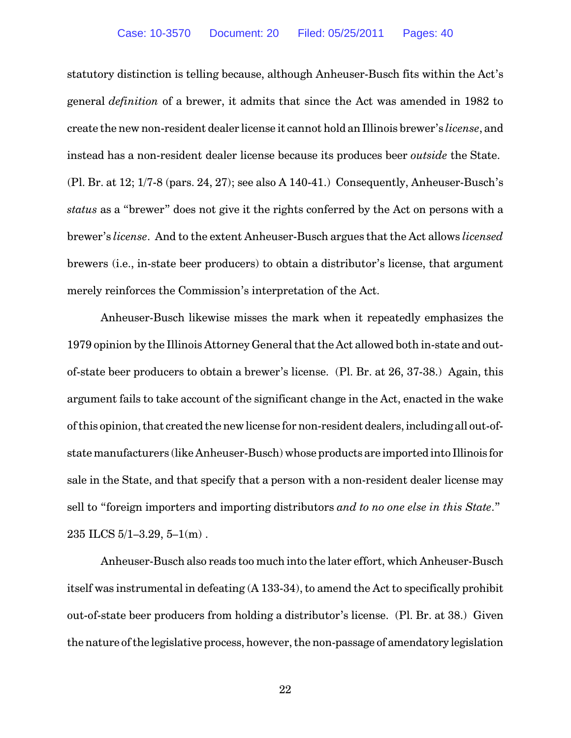statutory distinction is telling because, although Anheuser-Busch fits within the Act's general *definition* of a brewer, it admits that since the Act was amended in 1982 to create the new non-resident dealer license it cannot hold an Illinois brewer's *license*, and instead has a non-resident dealer license because its produces beer *outside* the State. (Pl. Br. at 12; 1/7-8 (pars. 24, 27); see also A 140-41.) Consequently, Anheuser-Busch's *status* as a "brewer" does not give it the rights conferred by the Act on persons with a brewer's *license*. And to the extent Anheuser-Busch argues that the Act allows *licensed* brewers (i.e., in-state beer producers) to obtain a distributor's license, that argument merely reinforces the Commission's interpretation of the Act.

Anheuser-Busch likewise misses the mark when it repeatedly emphasizes the 1979 opinion by the Illinois Attorney General that the Act allowed both in-state and out-of-state beer producers to obtain a brewer's license. (Pl. Br. at 26, 37-38.) Again, this argument fails to take account of the significant change in the Act, enacted in the wake of this opinion, that created the new license for non-resident dealers, including all out-of-state manufacturers (like Anheuser-Busch) whose products are imported into Illinois for sale in the State, and that specify that a person with a non-resident dealer license may sell to "foreign importers and importing distributors *and to no one else in this State*." 235 ILCS 5/1–3.29, 5–1(m) .

Anheuser-Busch also reads too much into the later effort, which Anheuser-Busch itself was instrumental in defeating (A 133-34), to amend the Act to specifically prohibit out-of-state beer producers from holding a distributor's license. (Pl. Br. at 38.) Given the nature of the legislative process, however, the non-passage of amendatory legislation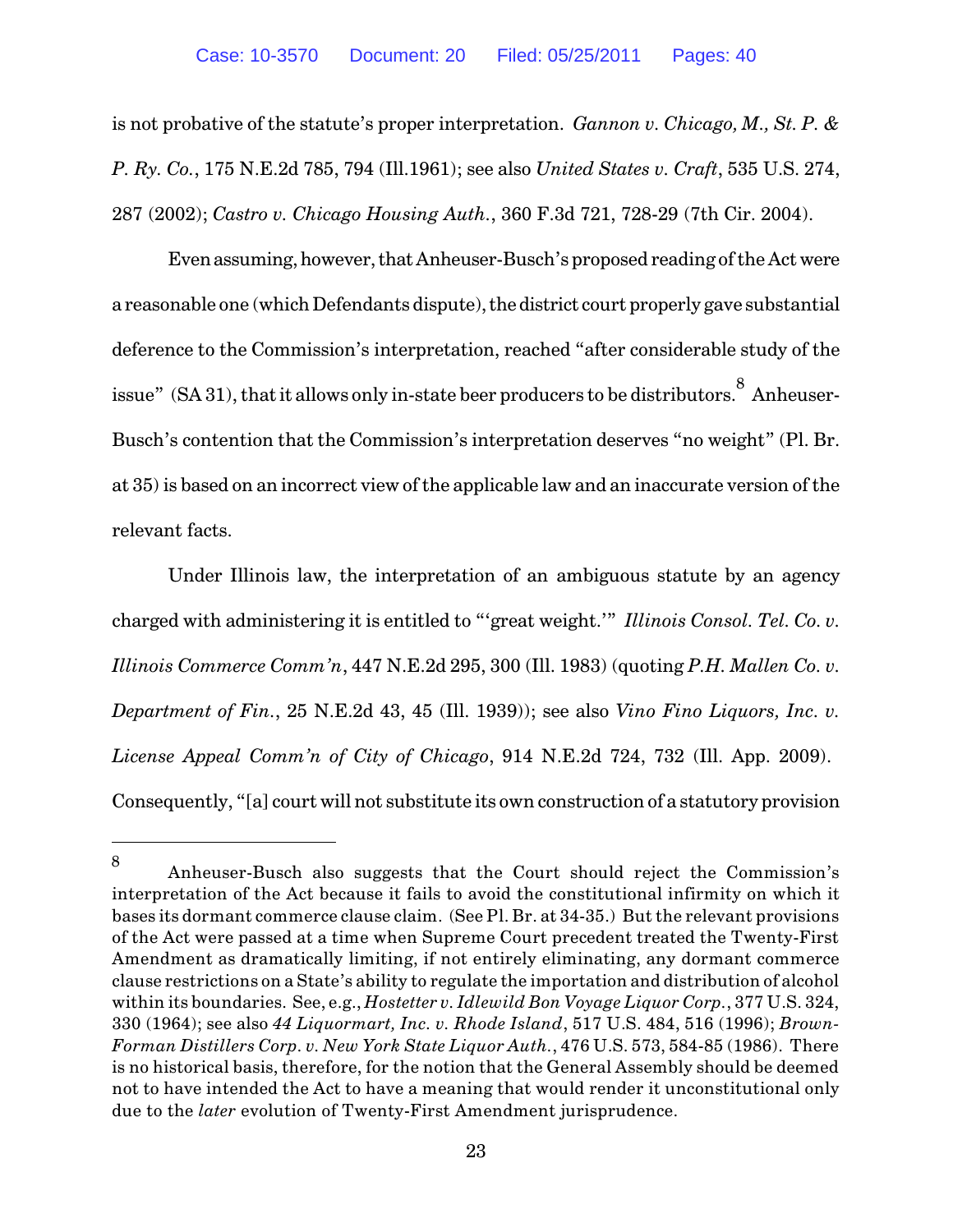is not probative of the statute's proper interpretation. *Gannon v. Chicago, M., St. P. & P. Ry. Co.*, 175 N.E.2d 785, 794 (Ill.1961); see also *United States v. Craft*, 535 U.S. 274, 287 (2002); *Castro v. Chicago Housing Auth.*, 360 F.3d 721, 728-29 (7th Cir. 2004).

Even assuming, however, that Anheuser-Busch's proposed reading of the Act were a reasonable one (which Defendants dispute), the district court properly gave substantial deference to the Commission's interpretation, reached "after considerable study of the issue" (SA 31), that it allows only in-state beer producers to be distributors.[8] Anheuser-Busch's contention that the Commission's interpretation deserves "no weight" (Pl. Br. at 35) is based on an incorrect view of the applicable law and an inaccurate version of the relevant facts.

Under Illinois law, the interpretation of an ambiguous statute by an agency charged with administering it is entitled to "'great weight.'" *Illinois Consol. Tel. Co. v. Illinois Commerce Comm'n*, 447 N.E.2d 295, 300 (Ill. 1983) (quoting *P.H. Mallen Co. v. Department of Fin.*, 25 N.E.2d 43, 45 (Ill. 1939)); see also *Vino Fino Liquors, Inc. v. License Appeal Comm'n of City of Chicago*, 914 N.E.2d 724, 732 (Ill. App. 2009). Consequently, "[a] court will not substitute its own construction of a statutory provision

---

[8] Anheuser-Busch also suggests that the Court should reject the Commission's interpretation of the Act because it fails to avoid the constitutional infirmity on which it bases its dormant commerce clause claim. (See Pl. Br. at 34-35.) But the relevant provisions of the Act were passed at a time when Supreme Court precedent treated the Twenty-First Amendment as dramatically limiting, if not entirely eliminating, any dormant commerce clause restrictions on a State's ability to regulate the importation and distribution of alcohol within its boundaries. See, e.g., *Hostetter v. Idlewild Bon Voyage Liquor Corp.*, 377 U.S. 324, 330 (1964); see also *44 Liquormart, Inc. v. Rhode Island*, 517 U.S. 484, 516 (1996); *Brown-Forman Distillers Corp. v. New York State Liquor Auth.*, 476 U.S. 573, 584-85 (1986). There is no historical basis, therefore, for the notion that the General Assembly should be deemed not to have intended the Act to have a meaning that would render it unconstitutional only due to the *later* evolution of Twenty-First Amendment jurisprudence.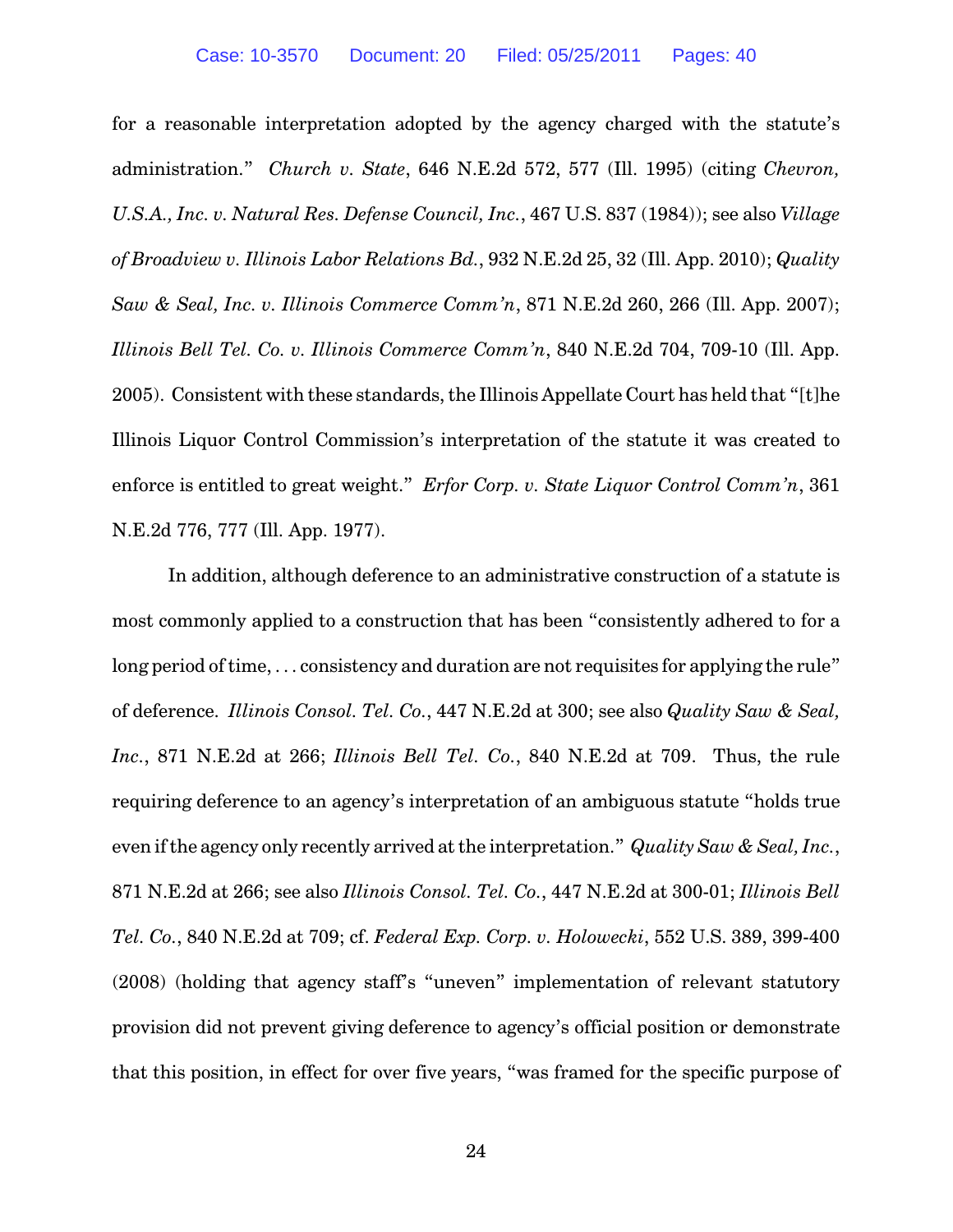for a reasonable interpretation adopted by the agency charged with the statute's administration." *Church v. State*, 646 N.E.2d 572, 577 (Ill. 1995) (citing *Chevron, U.S.A., Inc. v. Natural Res. Defense Council, Inc.*, 467 U.S. 837 (1984)); see also *Village of Broadview v. Illinois Labor Relations Bd.*, 932 N.E.2d 25, 32 (Ill. App. 2010); *Quality Saw & Seal, Inc. v. Illinois Commerce Comm'n*, 871 N.E.2d 260, 266 (Ill. App. 2007); *Illinois Bell Tel. Co. v. Illinois Commerce Comm'n*, 840 N.E.2d 704, 709-10 (Ill. App. 2005). Consistent with these standards, the Illinois Appellate Court has held that "[t]he Illinois Liquor Control Commission's interpretation of the statute it was created to enforce is entitled to great weight." *Erfor Corp. v. State Liquor Control Comm'n*, 361 N.E.2d 776, 777 (Ill. App. 1977).

In addition, although deference to an administrative construction of a statute is most commonly applied to a construction that has been "consistently adhered to for a long period of time, . . . consistency and duration are not requisites for applying the rule" of deference. *Illinois Consol. Tel. Co.*, 447 N.E.2d at 300; see also *Quality Saw & Seal, Inc.*, 871 N.E.2d at 266; *Illinois Bell Tel. Co.*, 840 N.E.2d at 709. Thus, the rule requiring deference to an agency's interpretation of an ambiguous statute "holds true even if the agency only recently arrived at the interpretation." *Quality Saw & Seal, Inc.*, 871 N.E.2d at 266; see also *Illinois Consol. Tel. Co.*, 447 N.E.2d at 300-01; *Illinois Bell Tel. Co.*, 840 N.E.2d at 709; cf. *Federal Exp. Corp. v. Holowecki*, 552 U.S. 389, 399-400 (2008) (holding that agency staff's "uneven" implementation of relevant statutory provision did not prevent giving deference to agency's official position or demonstrate that this position, in effect for over five years, "was framed for the specific purpose of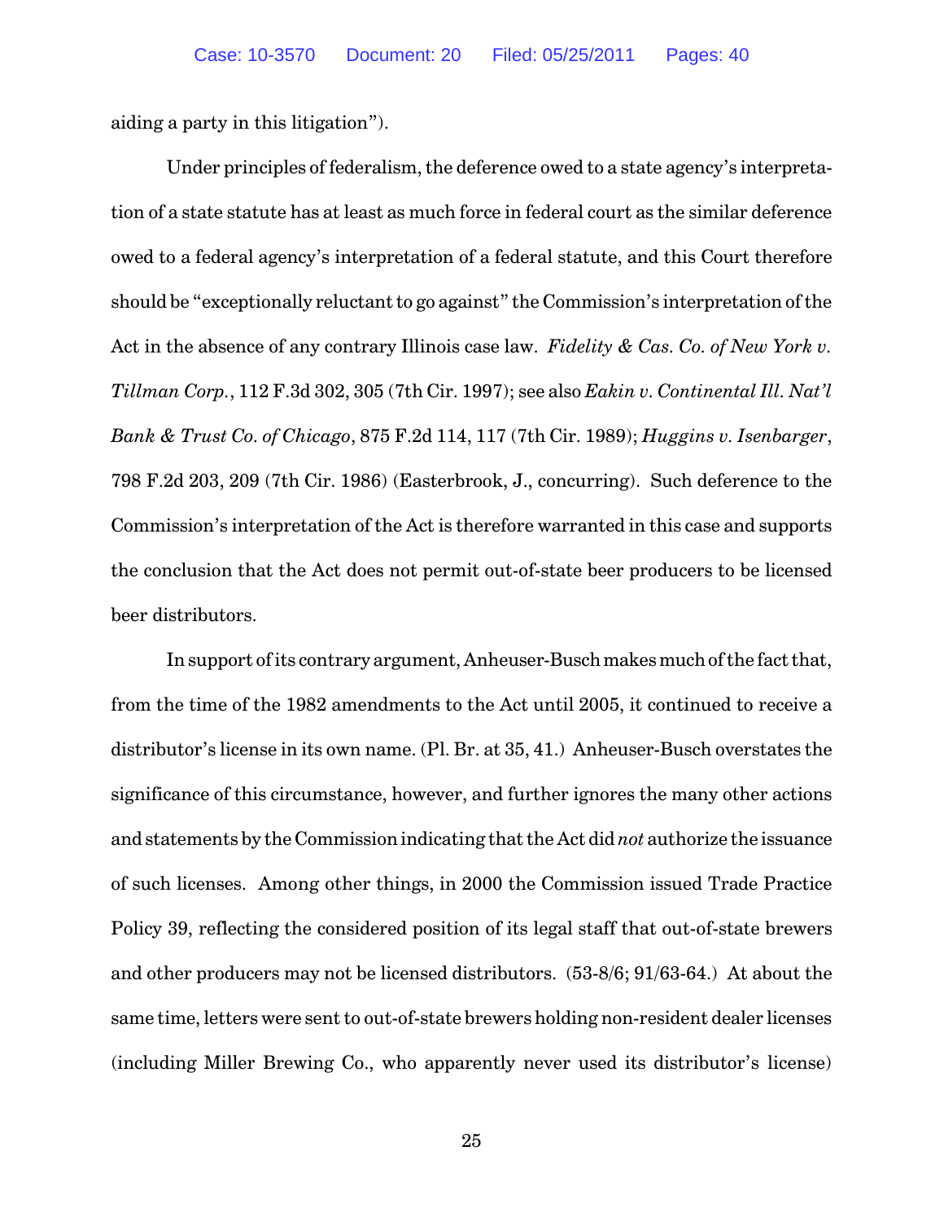aiding a party in this litigation").

Under principles of federalism, the deference owed to a state agency's interpretation of a state statute has at least as much force in federal court as the similar deference owed to a federal agency's interpretation of a federal statute, and this Court therefore should be "exceptionally reluctant to go against" the Commission's interpretation of the Act in the absence of any contrary Illinois case law. *Fidelity & Cas. Co. of New York v. Tillman Corp.*, 112 F.3d 302, 305 (7th Cir. 1997); see also *Eakin v. Continental Ill. Nat'l Bank & Trust Co. of Chicago*, 875 F.2d 114, 117 (7th Cir. 1989); *Huggins v. Isenbarger*, 798 F.2d 203, 209 (7th Cir. 1986) (Easterbrook, J., concurring). Such deference to the Commission's interpretation of the Act is therefore warranted in this case and supports the conclusion that the Act does not permit out-of-state beer producers to be licensed beer distributors.

In support of its contrary argument, Anheuser-Busch makes much of the fact that, from the time of the 1982 amendments to the Act until 2005, it continued to receive a distributor's license in its own name. (Pl. Br. at 35, 41.) Anheuser-Busch overstates the significance of this circumstance, however, and further ignores the many other actions and statements by the Commission indicating that the Act did *not* authorize the issuance of such licenses. Among other things, in 2000 the Commission issued Trade Practice Policy 39, reflecting the considered position of its legal staff that out-of-state brewers and other producers may not be licensed distributors. (53-8/6; 91/63-64.) At about the same time, letters were sent to out-of-state brewers holding non-resident dealer licenses (including Miller Brewing Co., who apparently never used its distributor's license)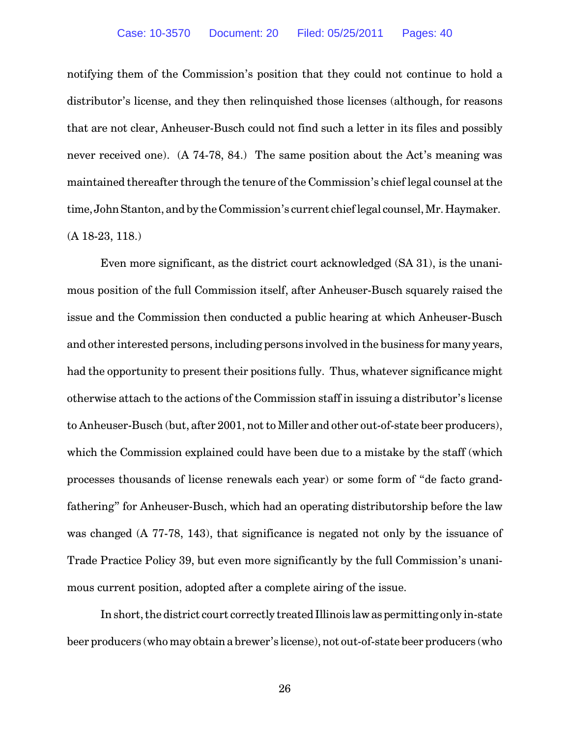notifying them of the Commission's position that they could not continue to hold a distributor's license, and they then relinquished those licenses (although, for reasons that are not clear, Anheuser-Busch could not find such a letter in its files and possibly never received one). (A 74-78, 84.) The same position about the Act's meaning was maintained thereafter through the tenure of the Commission's chief legal counsel at the time, John Stanton, and by the Commission's current chief legal counsel, Mr. Haymaker. (A 18-23, 118.)

Even more significant, as the district court acknowledged (SA 31), is the unanimous position of the full Commission itself, after Anheuser-Busch squarely raised the issue and the Commission then conducted a public hearing at which Anheuser-Busch and other interested persons, including persons involved in the business for many years, had the opportunity to present their positions fully. Thus, whatever significance might otherwise attach to the actions of the Commission staff in issuing a distributor's license to Anheuser-Busch (but, after 2001, not to Miller and other out-of-state beer producers), which the Commission explained could have been due to a mistake by the staff (which processes thousands of license renewals each year) or some form of "de facto grandfathering" for Anheuser-Busch, which had an operating distributorship before the law was changed (A 77-78, 143), that significance is negated not only by the issuance of Trade Practice Policy 39, but even more significantly by the full Commission's unanimous current position, adopted after a complete airing of the issue.

In short, the district court correctly treated Illinois law as permitting only in-state beer producers (who may obtain a brewer's license), not out-of-state beer producers (who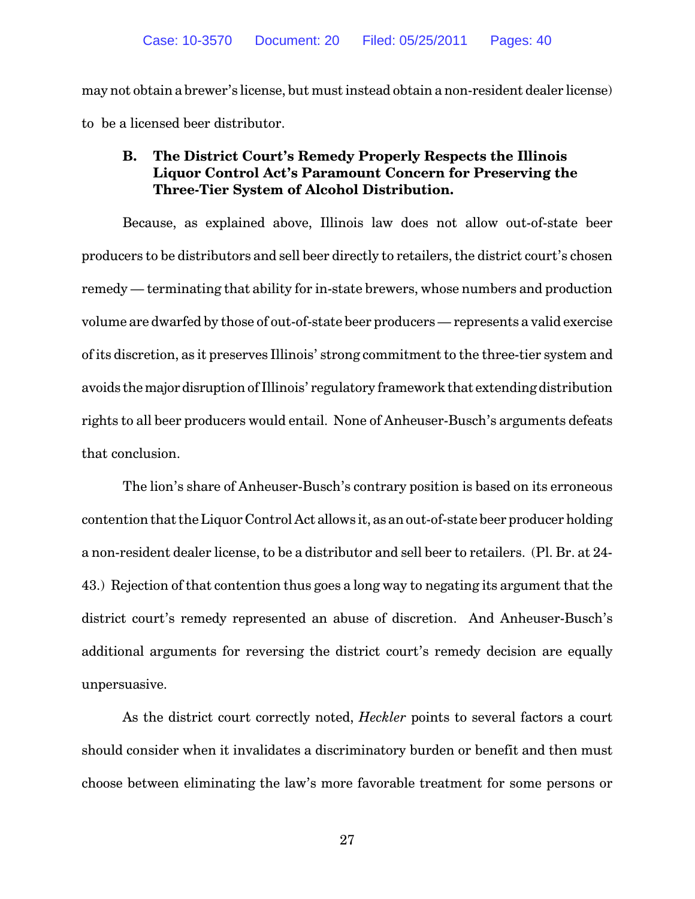may not obtain a brewer's license, but must instead obtain a non-resident dealer license) to be a licensed beer distributor.

### B. The District Court's Remedy Properly Respects the Illinois Liquor Control Act's Paramount Concern for Preserving the Three-Tier System of Alcohol Distribution.

Because, as explained above, Illinois law does not allow out-of-state beer producers to be distributors and sell beer directly to retailers, the district court's chosen remedy — terminating that ability for in-state brewers, whose numbers and production volume are dwarfed by those of out-of-state beer producers — represents a valid exercise of its discretion, as it preserves Illinois' strong commitment to the three-tier system and avoids the major disruption of Illinois' regulatory framework that extending distribution rights to all beer producers would entail. None of Anheuser-Busch's arguments defeats that conclusion.

The lion's share of Anheuser-Busch's contrary position is based on its erroneous contention that the Liquor Control Act allows it, as an out-of-state beer producer holding a non-resident dealer license, to be a distributor and sell beer to retailers. (Pl. Br. at 24-43.) Rejection of that contention thus goes a long way to negating its argument that the district court's remedy represented an abuse of discretion. And Anheuser-Busch's additional arguments for reversing the district court's remedy decision are equally unpersuasive.

As the district court correctly noted, *Heckler* points to several factors a court should consider when it invalidates a discriminatory burden or benefit and then must choose between eliminating the law's more favorable treatment for some persons or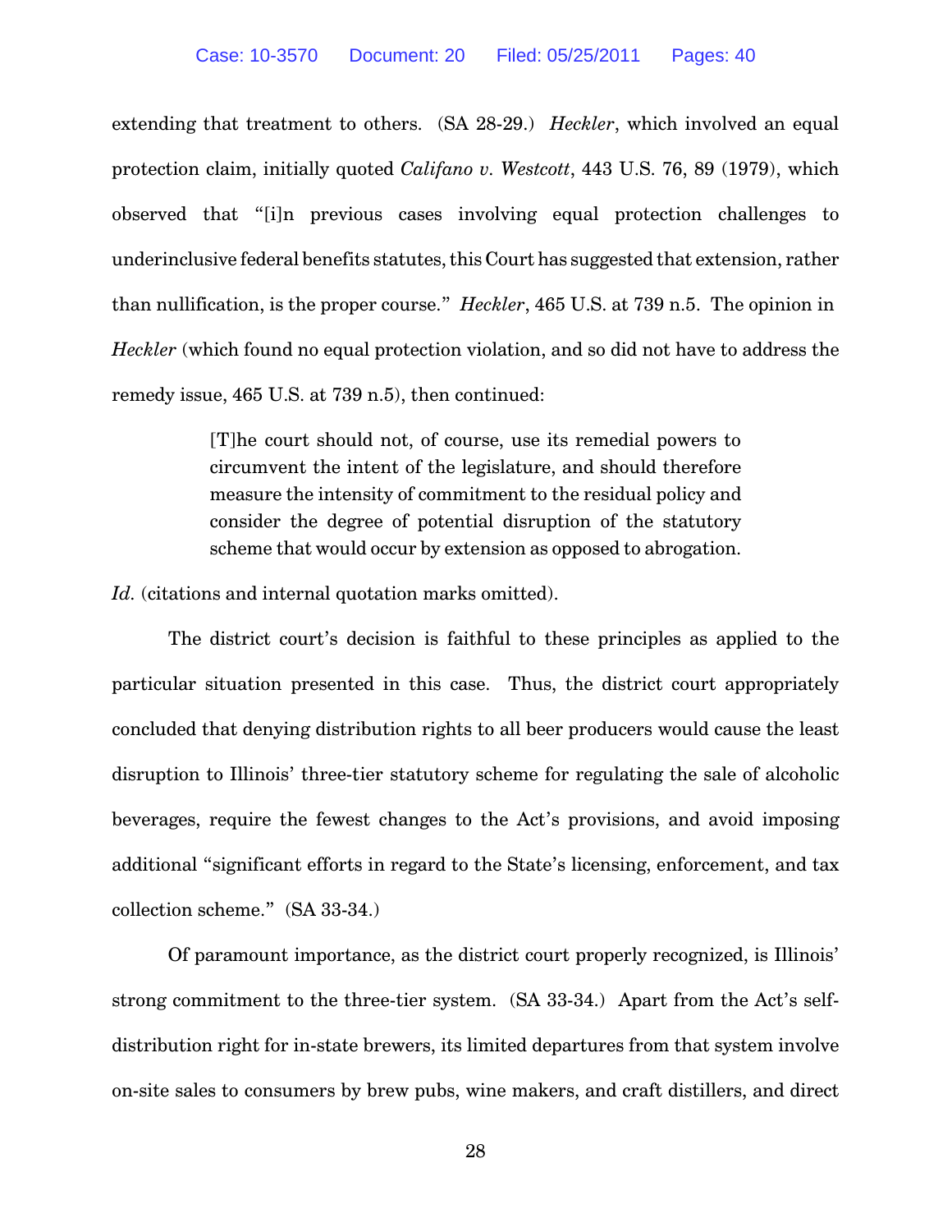extending that treatment to others. (SA 28-29.) *Heckler*, which involved an equal protection claim, initially quoted *Califano v. Westcott*, 443 U.S. 76, 89 (1979), which observed that "[i]n previous cases involving equal protection challenges to underinclusive federal benefits statutes, this Court has suggested that extension, rather than nullification, is the proper course." *Heckler*, 465 U.S. at 739 n.5. The opinion in *Heckler* (which found no equal protection violation, and so did not have to address the remedy issue, 465 U.S. at 739 n.5), then continued:

> [T]he court should not, of course, use its remedial powers to circumvent the intent of the legislature, and should therefore measure the intensity of commitment to the residual policy and consider the degree of potential disruption of the statutory scheme that would occur by extension as opposed to abrogation.

*Id.* (citations and internal quotation marks omitted).

The district court's decision is faithful to these principles as applied to the particular situation presented in this case. Thus, the district court appropriately concluded that denying distribution rights to all beer producers would cause the least disruption to Illinois' three-tier statutory scheme for regulating the sale of alcoholic beverages, require the fewest changes to the Act's provisions, and avoid imposing additional "significant efforts in regard to the State's licensing, enforcement, and tax collection scheme." (SA 33-34.)

Of paramount importance, as the district court properly recognized, is Illinois' strong commitment to the three-tier system. (SA 33-34.) Apart from the Act's self-distribution right for in-state brewers, its limited departures from that system involve on-site sales to consumers by brew pubs, wine makers, and craft distillers, and direct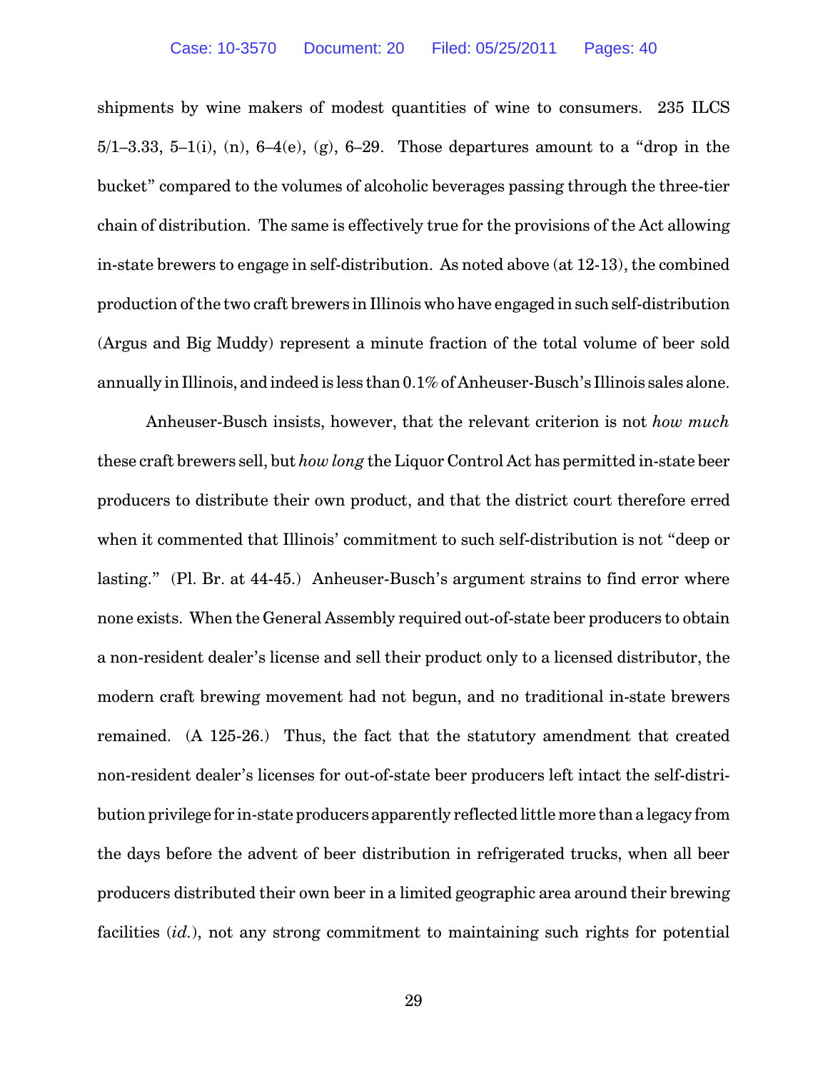shipments by wine makers of modest quantities of wine to consumers. 235 ILCS 5/1–3.33, 5–1(i), (n), 6–4(e), (g), 6–29. Those departures amount to a "drop in the bucket" compared to the volumes of alcoholic beverages passing through the three-tier chain of distribution. The same is effectively true for the provisions of the Act allowing in-state brewers to engage in self-distribution. As noted above (at 12-13), the combined production of the two craft brewers in Illinois who have engaged in such self-distribution (Argus and Big Muddy) represent a minute fraction of the total volume of beer sold annually in Illinois, and indeed is less than 0.1% of Anheuser-Busch's Illinois sales alone.

Anheuser-Busch insists, however, that the relevant criterion is not *how much* these craft brewers sell, but *how long* the Liquor Control Act has permitted in-state beer producers to distribute their own product, and that the district court therefore erred when it commented that Illinois' commitment to such self-distribution is not "deep or lasting." (Pl. Br. at 44-45.) Anheuser-Busch's argument strains to find error where none exists. When the General Assembly required out-of-state beer producers to obtain a non-resident dealer's license and sell their product only to a licensed distributor, the modern craft brewing movement had not begun, and no traditional in-state brewers remained. (A 125-26.) Thus, the fact that the statutory amendment that created non-resident dealer's licenses for out-of-state beer producers left intact the self-distribution privilege for in-state producers apparently reflected little more than a legacy from the days before the advent of beer distribution in refrigerated trucks, when all beer producers distributed their own beer in a limited geographic area around their brewing facilities (*id.*), not any strong commitment to maintaining such rights for potential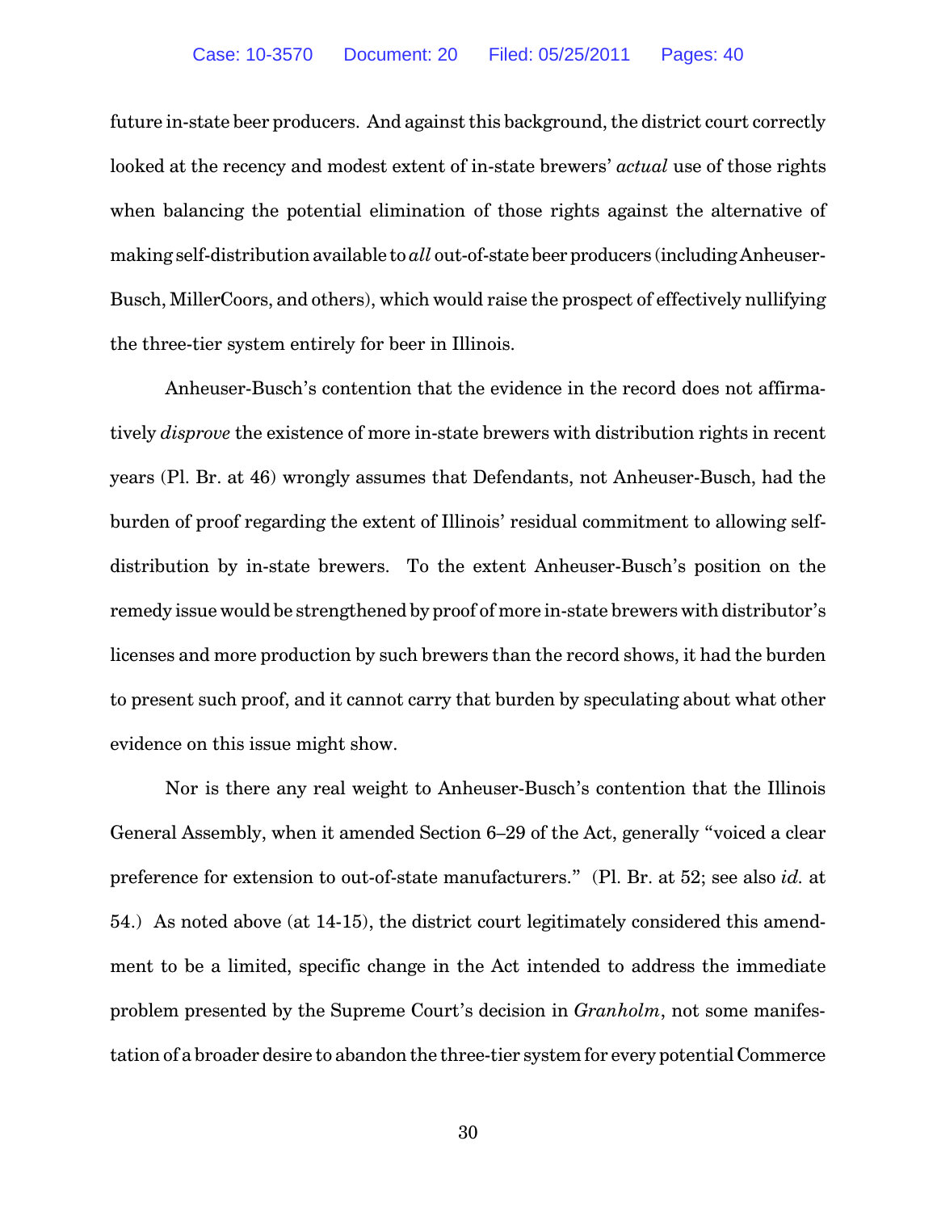future in-state beer producers. And against this background, the district court correctly looked at the recency and modest extent of in-state brewers' *actual* use of those rights when balancing the potential elimination of those rights against the alternative of making self-distribution available to *all* out-of-state beer producers (including Anheuser-Busch, MillerCoors, and others), which would raise the prospect of effectively nullifying the three-tier system entirely for beer in Illinois.

Anheuser-Busch's contention that the evidence in the record does not affirmatively *disprove* the existence of more in-state brewers with distribution rights in recent years (Pl. Br. at 46) wrongly assumes that Defendants, not Anheuser-Busch, had the burden of proof regarding the extent of Illinois' residual commitment to allowing self-distribution by in-state brewers. To the extent Anheuser-Busch's position on the remedy issue would be strengthened by proof of more in-state brewers with distributor's licenses and more production by such brewers than the record shows, it had the burden to present such proof, and it cannot carry that burden by speculating about what other evidence on this issue might show.

Nor is there any real weight to Anheuser-Busch's contention that the Illinois General Assembly, when it amended Section 6–29 of the Act, generally "voiced a clear preference for extension to out-of-state manufacturers." (Pl. Br. at 52; see also *id.* at 54.) As noted above (at 14-15), the district court legitimately considered this amendment to be a limited, specific change in the Act intended to address the immediate problem presented by the Supreme Court's decision in *Granholm*, not some manifestation of a broader desire to abandon the three-tier system for every potential Commerce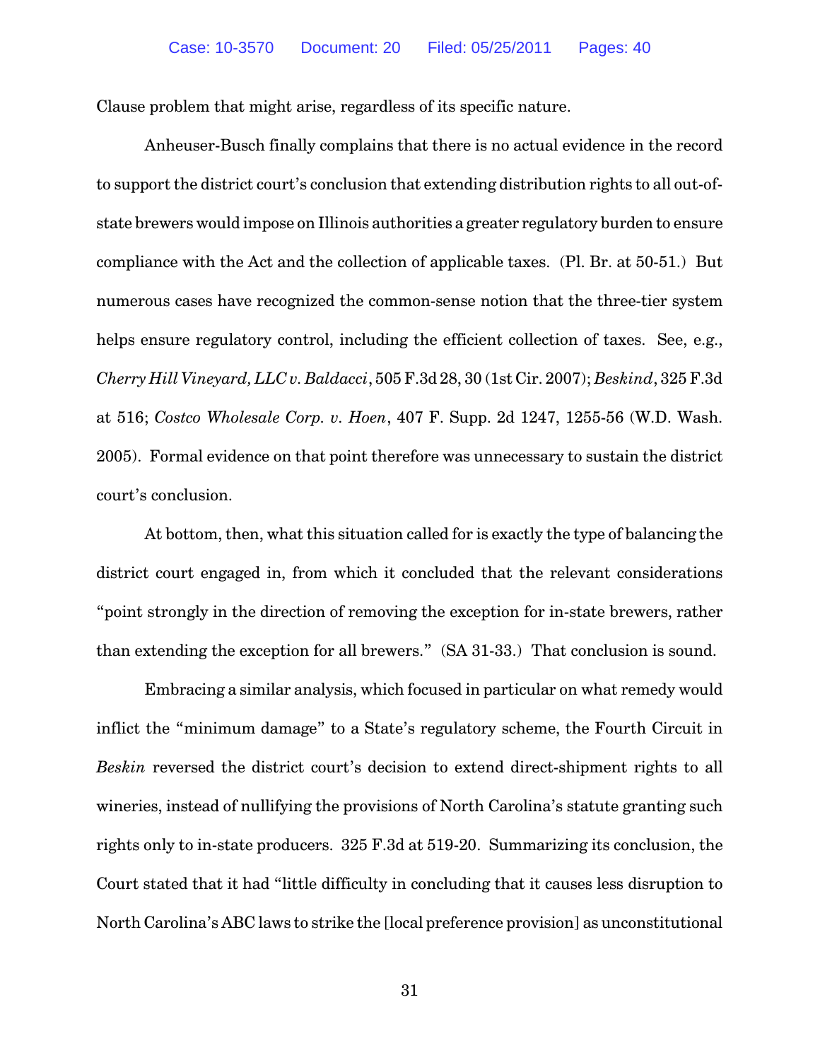Clause problem that might arise, regardless of its specific nature.

Anheuser-Busch finally complains that there is no actual evidence in the record to support the district court's conclusion that extending distribution rights to all out-of-state brewers would impose on Illinois authorities a greater regulatory burden to ensure compliance with the Act and the collection of applicable taxes. (Pl. Br. at 50-51.) But numerous cases have recognized the common-sense notion that the three-tier system helps ensure regulatory control, including the efficient collection of taxes. See, e.g., *Cherry Hill Vineyard, LLC v. Baldacci*, 505 F.3d 28, 30 (1st Cir. 2007); *Beskind*, 325 F.3d at 516; *Costco Wholesale Corp. v. Hoen*, 407 F. Supp. 2d 1247, 1255-56 (W.D. Wash. 2005). Formal evidence on that point therefore was unnecessary to sustain the district court's conclusion.

At bottom, then, what this situation called for is exactly the type of balancing the district court engaged in, from which it concluded that the relevant considerations "point strongly in the direction of removing the exception for in-state brewers, rather than extending the exception for all brewers." (SA 31-33.) That conclusion is sound.

Embracing a similar analysis, which focused in particular on what remedy would inflict the "minimum damage" to a State's regulatory scheme, the Fourth Circuit in *Beskin* reversed the district court's decision to extend direct-shipment rights to all wineries, instead of nullifying the provisions of North Carolina's statute granting such rights only to in-state producers. 325 F.3d at 519-20. Summarizing its conclusion, the Court stated that it had "little difficulty in concluding that it causes less disruption to North Carolina's ABC laws to strike the [local preference provision] as unconstitutional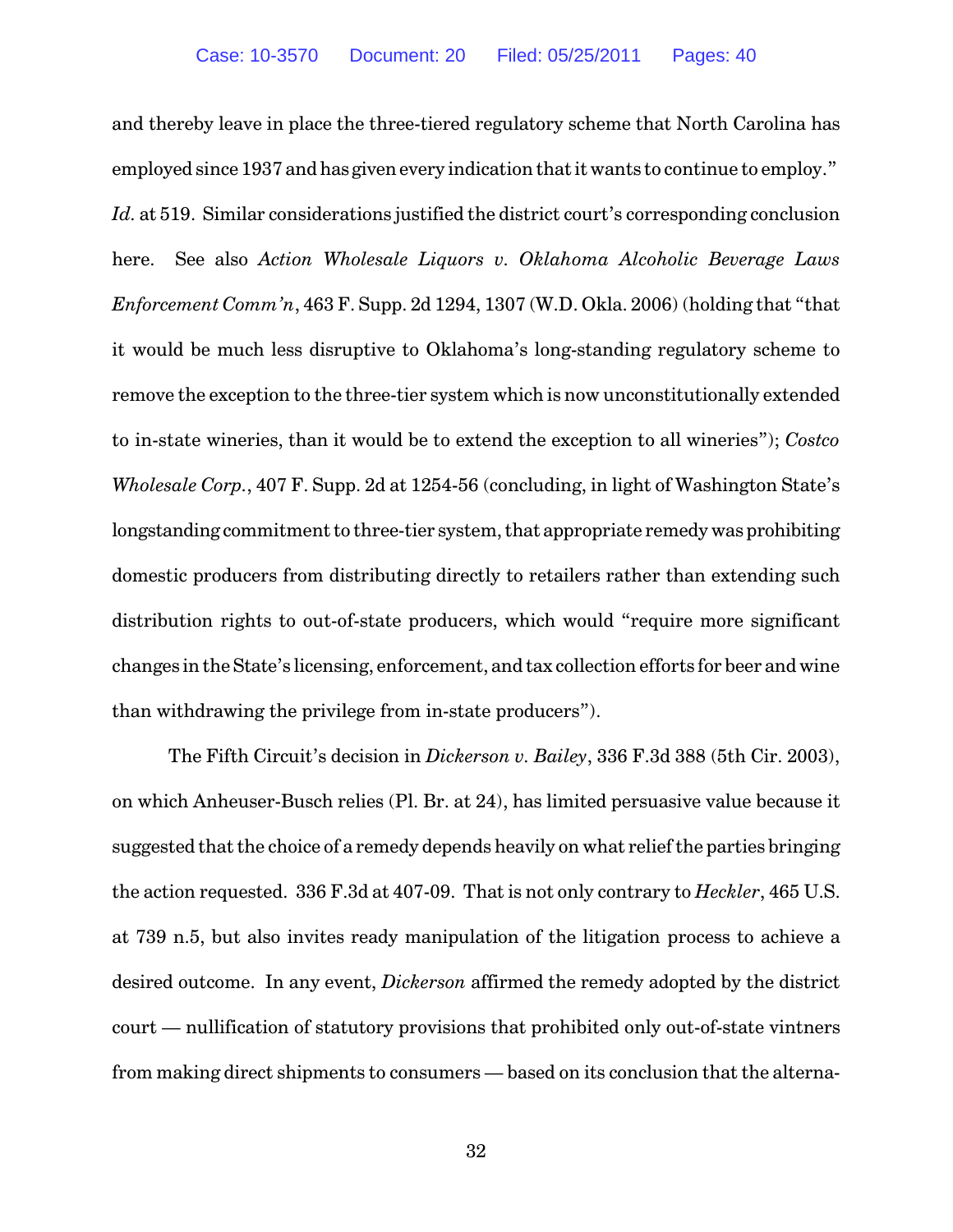and thereby leave in place the three-tiered regulatory scheme that North Carolina has employed since 1937 and has given every indication that it wants to continue to employ." *Id.* at 519. Similar considerations justified the district court's corresponding conclusion here. See also *Action Wholesale Liquors v. Oklahoma Alcoholic Beverage Laws Enforcement Comm'n*, 463 F. Supp. 2d 1294, 1307 (W.D. Okla. 2006) (holding that "that it would be much less disruptive to Oklahoma's long-standing regulatory scheme to remove the exception to the three-tier system which is now unconstitutionally extended to in-state wineries, than it would be to extend the exception to all wineries"); *Costco Wholesale Corp.*, 407 F. Supp. 2d at 1254-56 (concluding, in light of Washington State's longstanding commitment to three-tier system, that appropriate remedy was prohibiting domestic producers from distributing directly to retailers rather than extending such distribution rights to out-of-state producers, which would "require more significant changes in the State's licensing, enforcement, and tax collection efforts for beer and wine than withdrawing the privilege from in-state producers").

The Fifth Circuit's decision in *Dickerson v. Bailey*, 336 F.3d 388 (5th Cir. 2003), on which Anheuser-Busch relies (Pl. Br. at 24), has limited persuasive value because it suggested that the choice of a remedy depends heavily on what relief the parties bringing the action requested. 336 F.3d at 407-09. That is not only contrary to *Heckler*, 465 U.S. at 739 n.5, but also invites ready manipulation of the litigation process to achieve a desired outcome. In any event, *Dickerson* affirmed the remedy adopted by the district court — nullification of statutory provisions that prohibited only out-of-state vintners from making direct shipments to consumers — based on its conclusion that the alterna-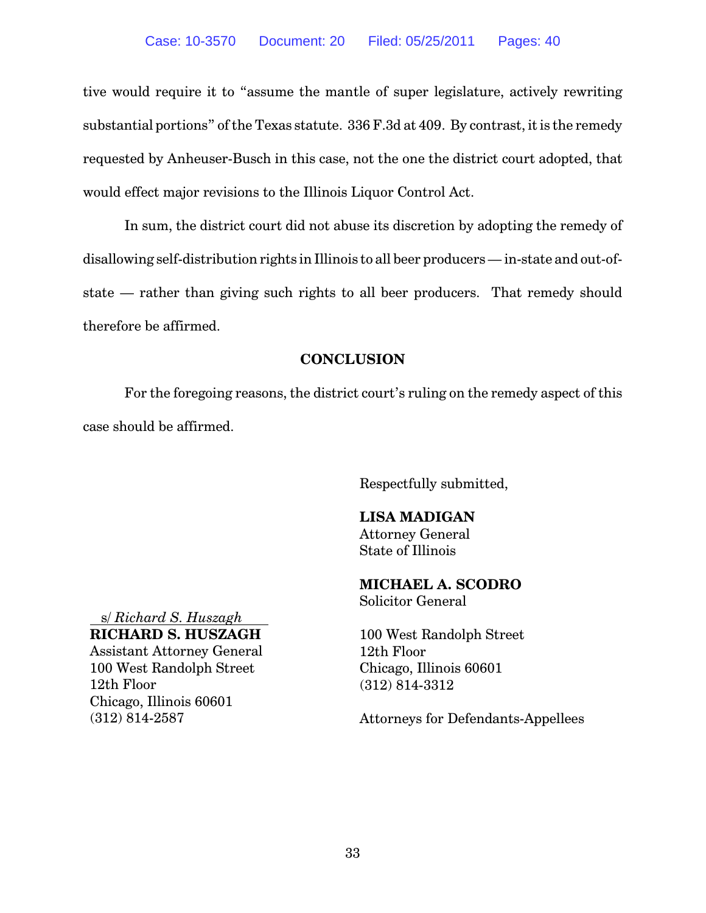tive would require it to "assume the mantle of super legislature, actively rewriting substantial portions" of the Texas statute. 336 F.3d at 409. By contrast, it is the remedy requested by Anheuser-Busch in this case, not the one the district court adopted, that would effect major revisions to the Illinois Liquor Control Act.

In sum, the district court did not abuse its discretion by adopting the remedy of disallowing self-distribution rights in Illinois to all beer producers — in-state and out-of-state — rather than giving such rights to all beer producers. That remedy should therefore be affirmed.

## CONCLUSION

For the foregoing reasons, the district court's ruling on the remedy aspect of this case should be affirmed.

Respectfully submitted,

**LISA MADIGAN**
Attorney General
State of Illinois

**MICHAEL A. SCODRO**
Solicitor General

100 West Randolph Street
12th Floor
Chicago, Illinois 60601
(312) 814-3312

Attorneys for Defendants-Appellees

s/ *Richard S. Huszagh*
**RICHARD S. HUSZAGH**
Assistant Attorney General
100 West Randolph Street
12th Floor
Chicago, Illinois 60601
(312) 814-2587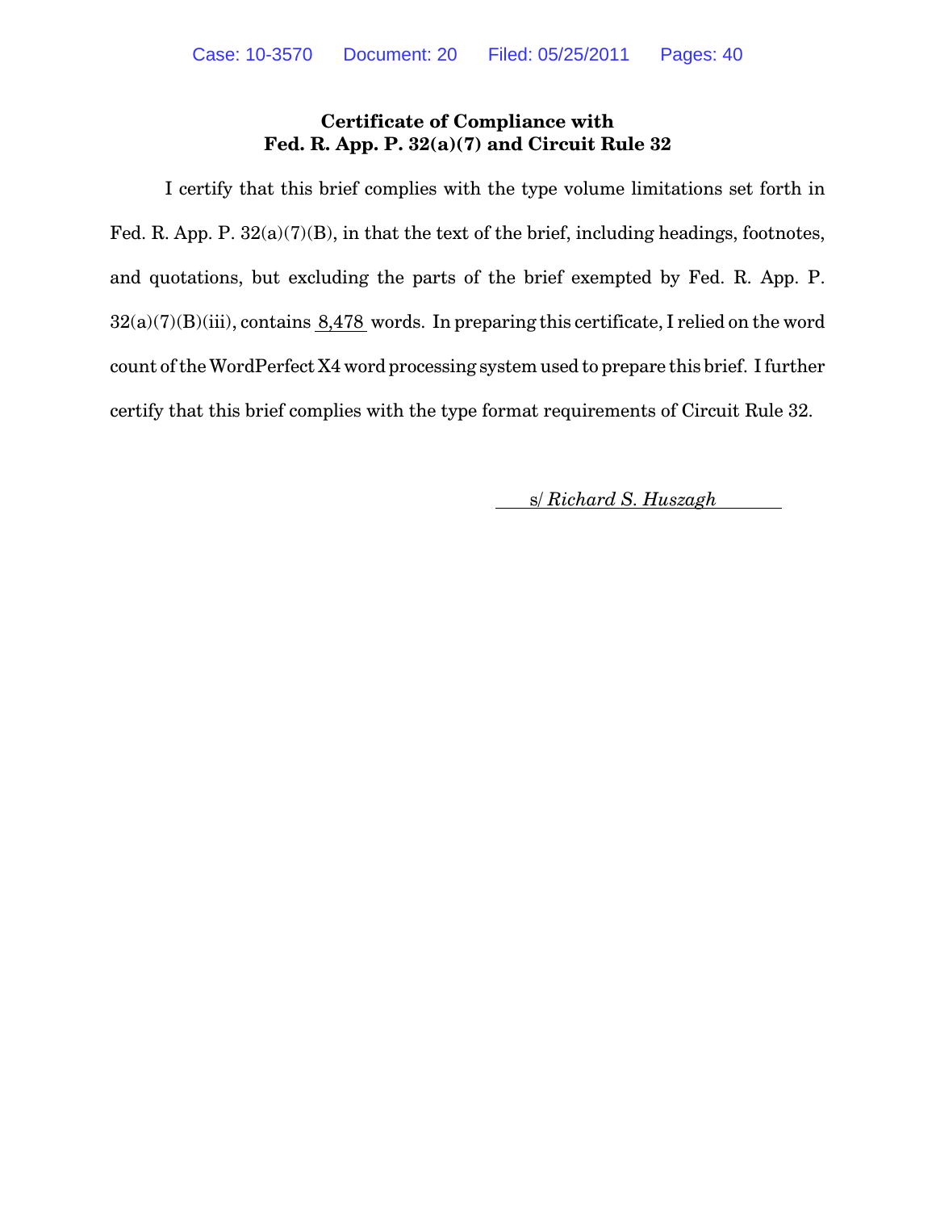**Certificate of Compliance with**
**Fed. R. App. P. 32(a)(7) and Circuit Rule 32**

I certify that this brief complies with the type volume limitations set forth in Fed. R. App. P. 32(a)(7)(B), in that the text of the brief, including headings, footnotes, and quotations, but excluding the parts of the brief exempted by Fed. R. App. P. 32(a)(7)(B)(iii), contains 8,478 words. In preparing this certificate, I relied on the word count of the WordPerfect X4 word processing system used to prepare this brief. I further certify that this brief complies with the type format requirements of Circuit Rule 32.

s/ *Richard S. Huszagh*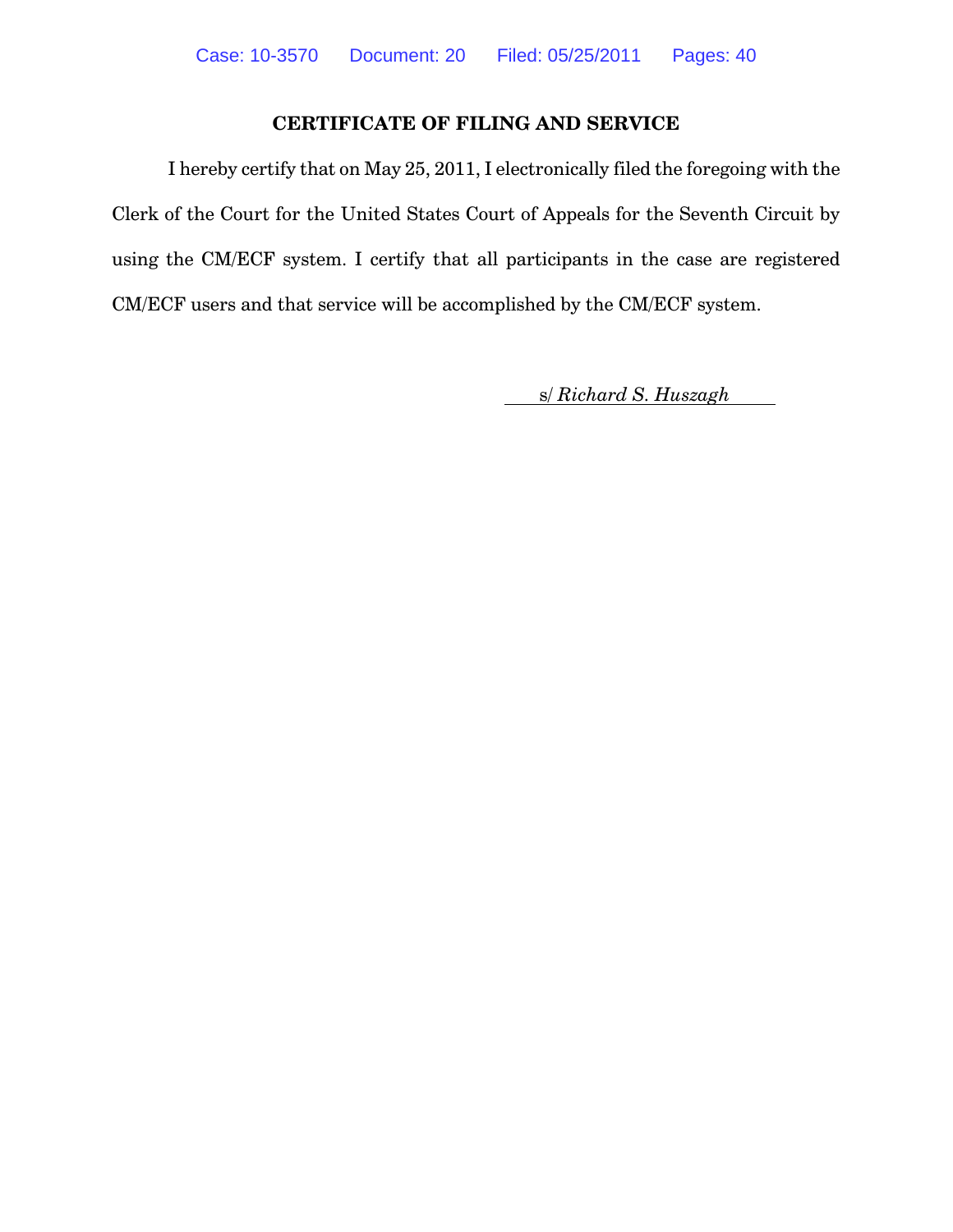## CERTIFICATE OF FILING AND SERVICE

I hereby certify that on May 25, 2011, I electronically filed the foregoing with the Clerk of the Court for the United States Court of Appeals for the Seventh Circuit by using the CM/ECF system. I certify that all participants in the case are registered CM/ECF users and that service will be accomplished by the CM/ECF system.

s/ *Richard S. Huszagh*